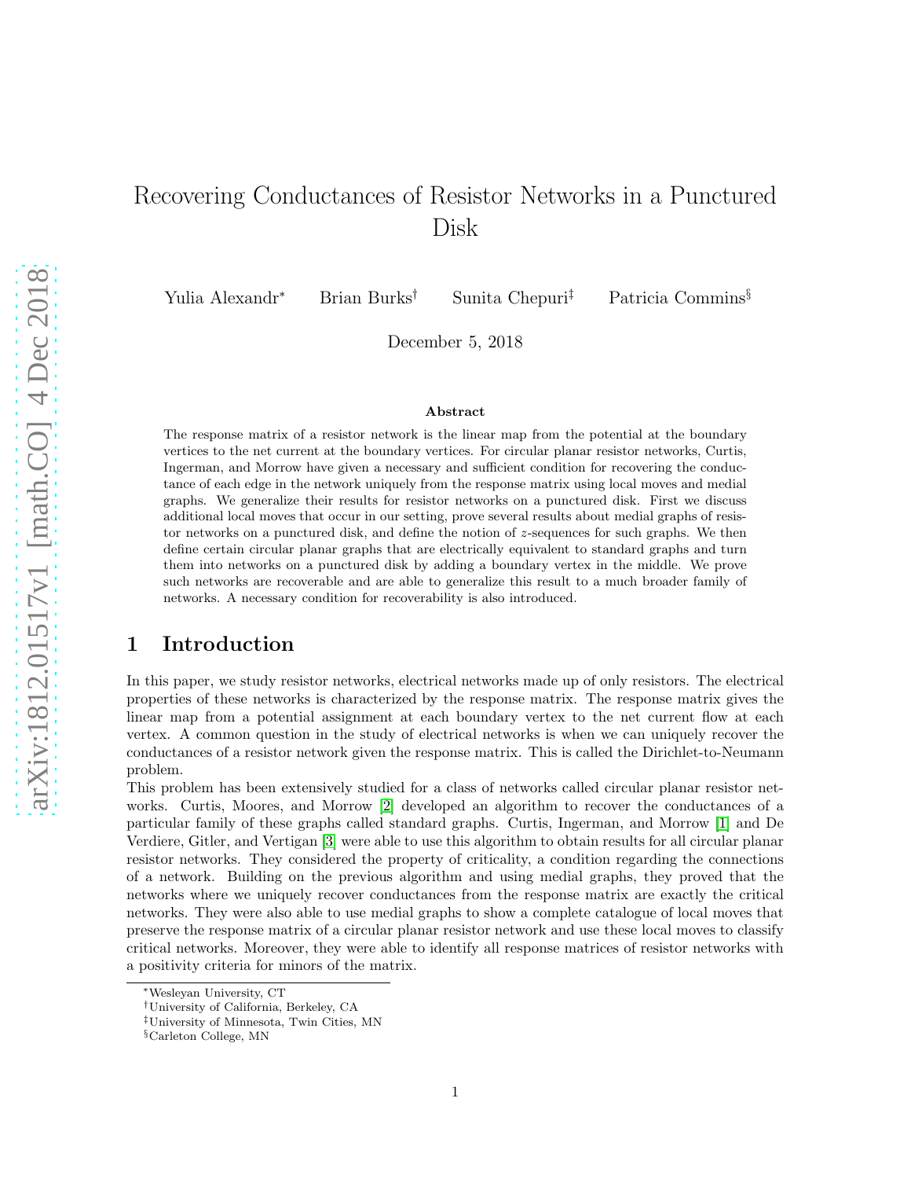# Recovering Conductances of Resistor Networks in a Punctured Disk

Yulia Alexandr[*] Brian Burks[†] Sunita Chepuri[‡] Patricia Commins[§]

December 5, 2018

### Abstract

The response matrix of a resistor network is the linear map from the potential at the boundary vertices to the net current at the boundary vertices. For circular planar resistor networks, Curtis, Ingerman, and Morrow have given a necessary and sufficient condition for recovering the conductance of each edge in the network uniquely from the response matrix using local moves and medial graphs. We generalize their results for resistor networks on a punctured disk. First we discuss additional local moves that occur in our setting, prove several results about medial graphs of resistor networks on a punctured disk, and define the notion of $z$-sequences for such graphs. We then define certain circular planar graphs that are electrically equivalent to standard graphs and turn them into networks on a punctured disk by adding a boundary vertex in the middle. We prove such networks are recoverable and are able to generalize this result to a much broader family of networks. A necessary condition for recoverability is also introduced.

## 1 Introduction

In this paper, we study resistor networks, electrical networks made up of only resistors. The electrical properties of these networks is characterized by the response matrix. The response matrix gives the linear map from a potential assignment at each boundary vertex to the net current flow at each vertex. A common question in the study of electrical networks is when we can uniquely recover the conductances of a resistor network given the response matrix. This is called the Dirichlet-to-Neumann problem.

This problem has been extensively studied for a class of networks called circular planar resistor networks. Curtis, Moores, and Morrow [2] developed an algorithm to recover the conductances of a particular family of these graphs called standard graphs. Curtis, Ingerman, and Morrow [1] and De Verdiere, Gitler, and Vertigan [3] were able to use this algorithm to obtain results for all circular planar resistor networks. They considered the property of criticality, a condition regarding the connections of a network. Building on the previous algorithm and using medial graphs, they proved that the networks where we uniquely recover conductances from the response matrix are exactly the critical networks. They were also able to use medial graphs to show a complete catalogue of local moves that preserve the response matrix of a circular planar resistor network and use these local moves to classify critical networks. Moreover, they were able to identify all response matrices of resistor networks with a positivity criteria for minors of the matrix.

---

[*] Wesleyan University, CT

[†] University of California, Berkeley, CA

[‡] University of Minnesota, Twin Cities, MN

[§] Carleton College, MN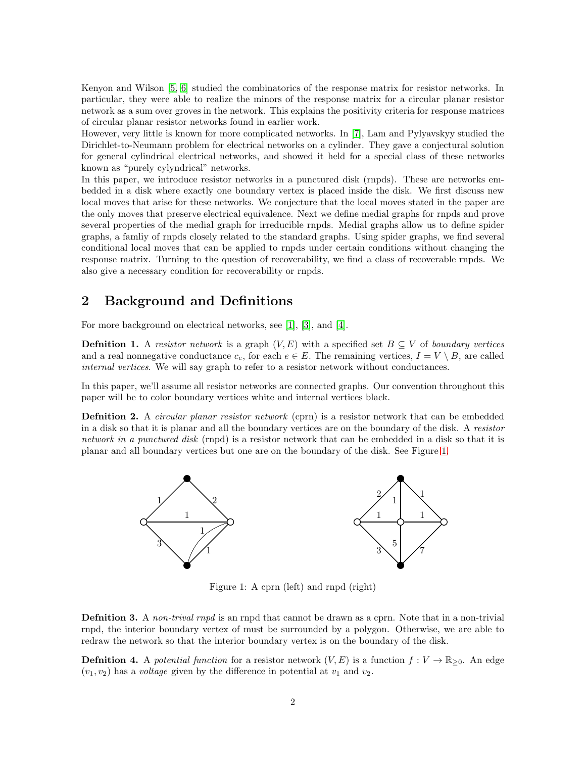Kenyon and Wilson [5, 6] studied the combinatorics of the response matrix for resistor networks. In particular, they were able to realize the minors of the response matrix for a circular planar resistor network as a sum over groves in the network. This explains the positivity criteria for response matrices of circular planar resistor networks found in earlier work.

However, very little is known for more complicated networks. In [7], Lam and Pylyavskyy studied the Dirichlet-to-Neumann problem for electrical networks on a cylinder. They gave a conjectural solution for general cylindrical electrical networks, and showed it held for a special class of these networks known as "purely cylyndrical" networks.

In this paper, we introduce resistor networks in a punctured disk (rnpds). These are networks embedded in a disk where exactly one boundary vertex is placed inside the disk. We first discuss new local moves that arise for these networks. We conjecture that the local moves stated in the paper are the only moves that preserve electrical equivalence. Next we define medial graphs for rnpds and prove several properties of the medial graph for irreducible rnpds. Medial graphs allow us to define spider graphs, a famliy of rnpds closely related to the standard graphs. Using spider graphs, we find several conditional local moves that can be applied to rnpds under certain conditions without changing the response matrix. Turning to the question of recoverability, we find a class of recoverable rnpds. We also give a necessary condition for recoverability or rnpds.

## 2 Background and Definitions

For more background on electrical networks, see [1], [3], and [4].

**Defnition 1.** A *resistor network* is a graph $(V, E)$ with a specified set $B \subseteq V$ of *boundary vertices* and a real nonnegative conductance $c_e$, for each $e \in E$. The remaining vertices, $I = V \setminus B$, are called *internal vertices*. We will say graph to refer to a resistor network without conductances.

In this paper, we'll assume all resistor networks are connected graphs. Our convention throughout this paper will be to color boundary vertices white and internal vertices black.

**Defnition 2.** A *circular planar resistor network* (cprn) is a resistor network that can be embedded in a disk so that it is planar and all the boundary vertices are on the boundary of the disk. A *resistor network in a punctured disk* (rnpd) is a resistor network that can be embedded in a disk so that it is planar and all boundary vertices but one are on the boundary of the disk. See Figure 1.

Figure 1: A cprn (left) and rnpd (right)

**Defnition 3.** A *non-trival rnpd* is an rnpd that cannot be drawn as a cprn. Note that in a non-trivial rnpd, the interior boundary vertex of must be surrounded by a polygon. Otherwise, we are able to redraw the network so that the interior boundary vertex is on the boundary of the disk.

**Defnition 4.** A *potential function* for a resistor network $(V, E)$ is a function $f : V \to \mathbb{R}_{\geq 0}$. An edge $(v_1, v_2)$ has a *voltage* given by the difference in potential at $v_1$ and $v_2$.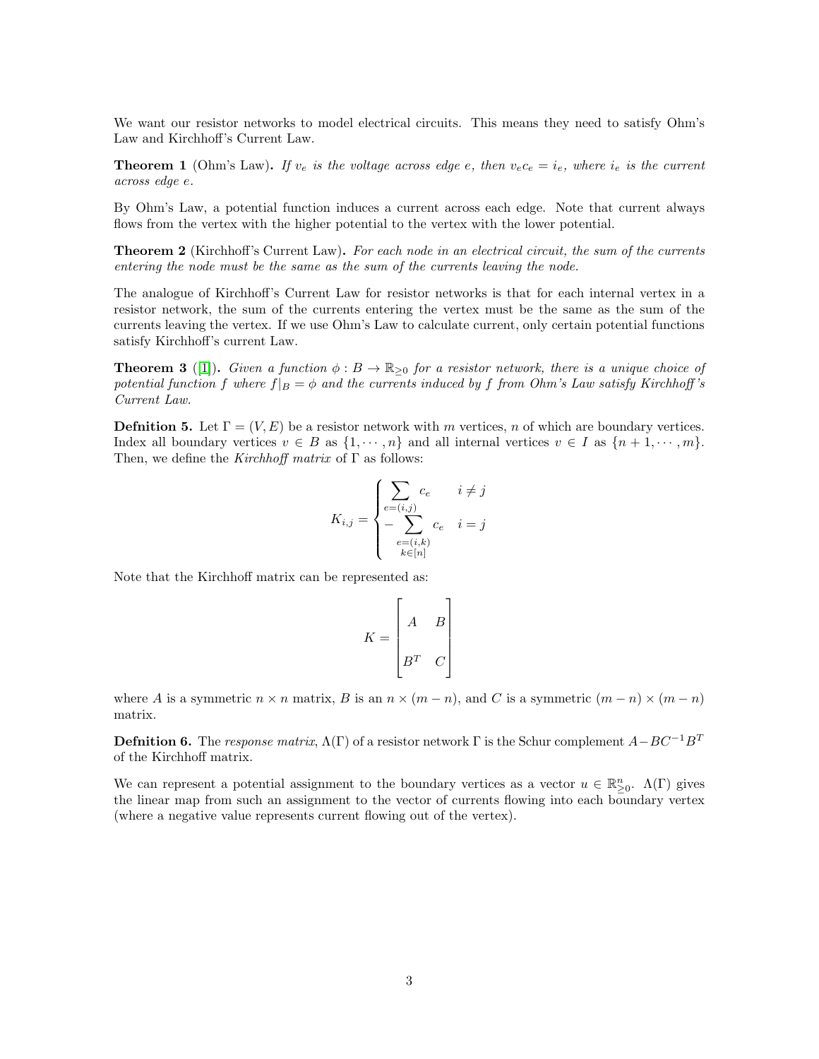We want our resistor networks to model electrical circuits. This means they need to satisfy Ohm's Law and Kirchhoff's Current Law.

**Theorem 1** (Ohm's Law)**.** *If $v_e$ is the voltage across edge $e$, then $v_e c_e = i_e$, where $i_e$ is the current across edge $e$.*

By Ohm's Law, a potential function induces a current across each edge. Note that current always flows from the vertex with the higher potential to the vertex with the lower potential.

**Theorem 2** (Kirchhoff's Current Law)**.** *For each node in an electrical circuit, the sum of the currents entering the node must be the same as the sum of the currents leaving the node.*

The analogue of Kirchhoff's Current Law for resistor networks is that for each internal vertex in a resistor network, the sum of the currents entering the vertex must be the same as the sum of the currents leaving the vertex. If we use Ohm's Law to calculate current, only certain potential functions satisfy Kirchhoff's current Law.

**Theorem 3** ([1])**.** *Given a function $\phi : B \to \mathbb{R}_{\geq 0}$ for a resistor network, there is a unique choice of potential function $f$ where $f|_B = \phi$ and the currents induced by $f$ from Ohm's Law satisfy Kirchhoff's Current Law.*

**Defnition 5.** Let $\Gamma = (V, E)$ be a resistor network with $m$ vertices, $n$ of which are boundary vertices. Index all boundary vertices $v \in B$ as $\{1, \cdots, n\}$ and all internal vertices $v \in I$ as $\{n+1, \cdots, m\}$. Then, we define the *Kirchhoff matrix* of $\Gamma$ as follows:

$$K_{i,j} = \begin{cases} \sum\limits_{e=(i,j)} c_e & i \neq j \\ -\sum\limits_{\substack{e=(i,k) \\ k \in [n]}} c_e & i = j \end{cases}$$

Note that the Kirchhoff matrix can be represented as:

$$K = \begin{bmatrix} A & B \\ B^T & C \end{bmatrix}$$

where $A$ is a symmetric $n \times n$ matrix, $B$ is an $n \times (m-n)$, and $C$ is a symmetric $(m-n) \times (m-n)$ matrix.

**Defnition 6.** The *response matrix*, $\Lambda(\Gamma)$ of a resistor network $\Gamma$ is the Schur complement $A - BC^{-1}B^T$ of the Kirchhoff matrix.

We can represent a potential assignment to the boundary vertices as a vector $u \in \mathbb{R}^n_{\geq 0}$. $\Lambda(\Gamma)$ gives the linear map from such an assignment to the vector of currents flowing into each boundary vertex (where a negative value represents current flowing out of the vertex).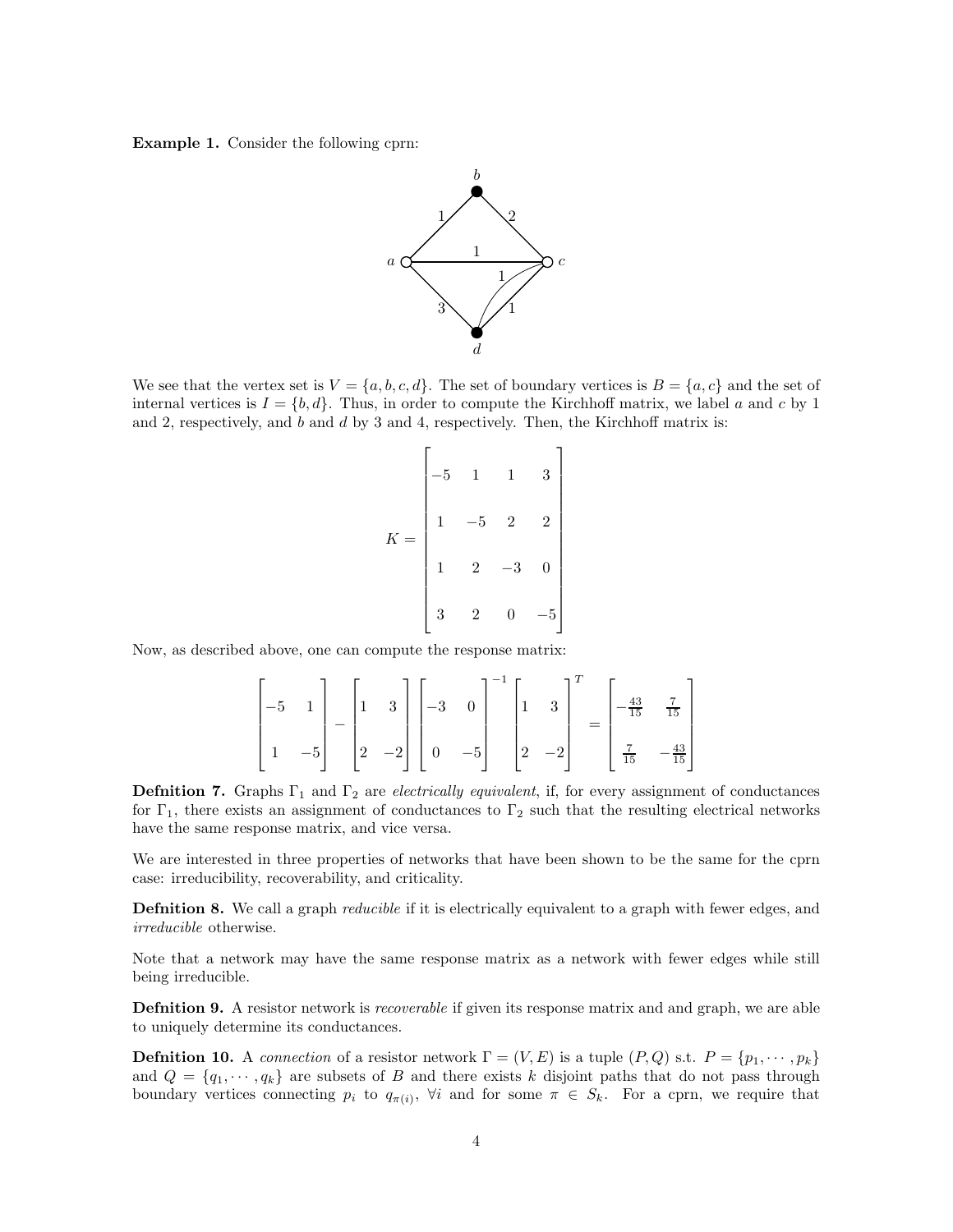**Example 1.** Consider the following cprn:

We see that the vertex set is $V = \{a, b, c, d\}$. The set of boundary vertices is $B = \{a, c\}$ and the set of internal vertices is $I = \{b, d\}$. Thus, in order to compute the Kirchhoff matrix, we label $a$ and $c$ by 1 and 2, respectively, and $b$ and $d$ by 3 and 4, respectively. Then, the Kirchhoff matrix is:

$$K = \begin{bmatrix} -5 & 1 & 1 & 3 \\ 1 & -5 & 2 & 2 \\ 1 & 2 & -3 & 0 \\ 3 & 2 & 0 & -5 \end{bmatrix}$$

Now, as described above, one can compute the response matrix:

$$\begin{bmatrix} -5 & 1 \\ 1 & -5 \end{bmatrix} - \begin{bmatrix} 1 & 3 \\ 2 & -2 \end{bmatrix} \begin{bmatrix} -3 & 0 \\ 0 & -5 \end{bmatrix}^{-1} \begin{bmatrix} 1 & 3 \\ 2 & -2 \end{bmatrix}^{T} = \begin{bmatrix} -\frac{43}{15} & \frac{7}{15} \\ \frac{7}{15} & -\frac{43}{15} \end{bmatrix}$$

**Defnition 7.** Graphs $\Gamma_1$ and $\Gamma_2$ are *electrically equivalent*, if, for every assignment of conductances for $\Gamma_1$, there exists an assignment of conductances to $\Gamma_2$ such that the resulting electrical networks have the same response matrix, and vice versa.

We are interested in three properties of networks that have been shown to be the same for the cprn case: irreducibility, recoverability, and criticality.

**Defnition 8.** We call a graph *reducible* if it is electrically equivalent to a graph with fewer edges, and *irreducible* otherwise.

Note that a network may have the same response matrix as a network with fewer edges while still being irreducible.

**Defnition 9.** A resistor network is *recoverable* if given its response matrix and and graph, we are able to uniquely determine its conductances.

**Defnition 10.** A *connection* of a resistor network $\Gamma = (V, E)$ is a tuple $(P, Q)$ s.t. $P = \{p_1, \cdots, p_k\}$ and $Q = \{q_1, \cdots, q_k\}$ are subsets of $B$ and there exists $k$ disjoint paths that do not pass through boundary vertices connecting $p_i$ to $q_{\pi(i)}$, $\forall i$ and for some $\pi \in S_k$. For a cprn, we require that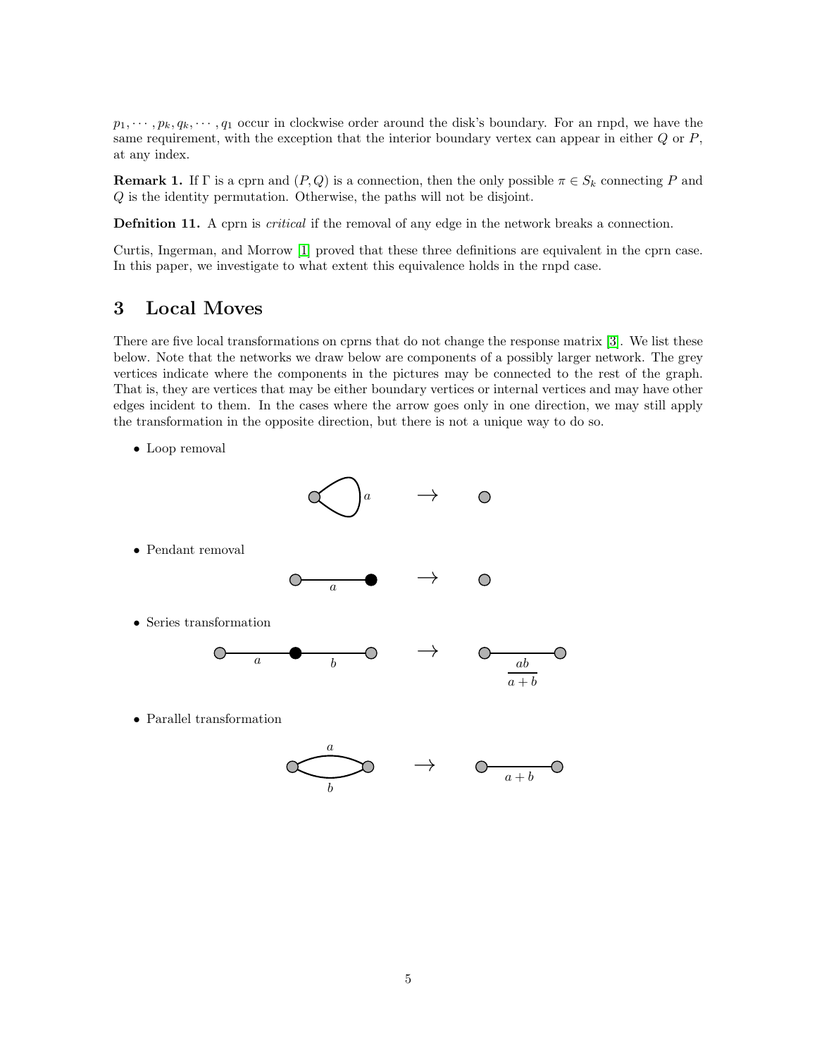$p_1, \cdots, p_k, q_k, \cdots, q_1$ occur in clockwise order around the disk's boundary. For an rnpd, we have the same requirement, with the exception that the interior boundary vertex can appear in either $Q$ or $P$, at any index.

**Remark 1.** If $\Gamma$ is a cprn and $(P, Q)$ is a connection, then the only possible $\pi \in S_k$ connecting $P$ and $Q$ is the identity permutation. Otherwise, the paths will not be disjoint.

**Defnition 11.** A cprn is *critical* if the removal of any edge in the network breaks a connection.

Curtis, Ingerman, and Morrow [1] proved that these three definitions are equivalent in the cprn case. In this paper, we investigate to what extent this equivalence holds in the rnpd case.

# 3 Local Moves

There are five local transformations on cprns that do not change the response matrix [3]. We list these below. Note that the networks we draw below are components of a possibly larger network. The grey vertices indicate where the components in the pictures may be connected to the rest of the graph. That is, they are vertices that may be either boundary vertices or internal vertices and may have other edges incident to them. In the cases where the arrow goes only in one direction, we may still apply the transformation in the opposite direction, but there is not a unique way to do so.

- Loop removal

$a \quad \rightarrow$

- Pendant removal

$a \quad \rightarrow$

- Series transformation

$a \quad b \quad \rightarrow \quad \frac{ab}{a+b}$

- Parallel transformation

$a, b \quad \rightarrow \quad a+b$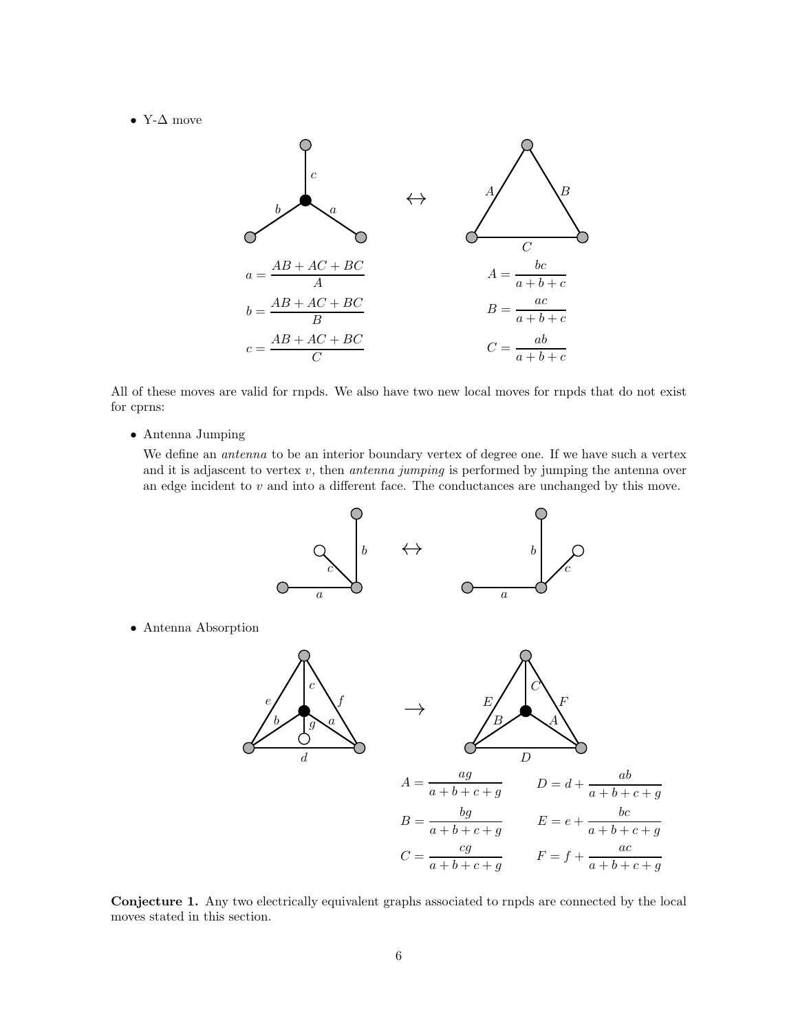- Y-Δ move

$$a = \frac{AB + AC + BC}{A} \qquad A = \frac{bc}{a+b+c}$$

$$b = \frac{AB + AC + BC}{B} \qquad B = \frac{ac}{a+b+c}$$

$$c = \frac{AB + AC + BC}{C} \qquad C = \frac{ab}{a+b+c}$$

All of these moves are valid for rnpds. We also have two new local moves for rnpds that do not exist for cprns:

- Antenna Jumping

  We define an *antenna* to be an interior boundary vertex of degree one. If we have such a vertex and it is adjacent to vertex $v$, then *antenna jumping* is performed by jumping the antenna over an edge incident to $v$ and into a different face. The conductances are unchanged by this move.

- Antenna Absorption

$$A = \frac{ag}{a+b+c+g} \qquad D = d + \frac{ab}{a+b+c+g}$$

$$B = \frac{bg}{a+b+c+g} \qquad E = e + \frac{bc}{a+b+c+g}$$

$$C = \frac{cg}{a+b+c+g} \qquad F = f + \frac{ac}{a+b+c+g}$$

**Conjecture 1.** Any two electrically equivalent graphs associated to rnpds are connected by the local moves stated in this section.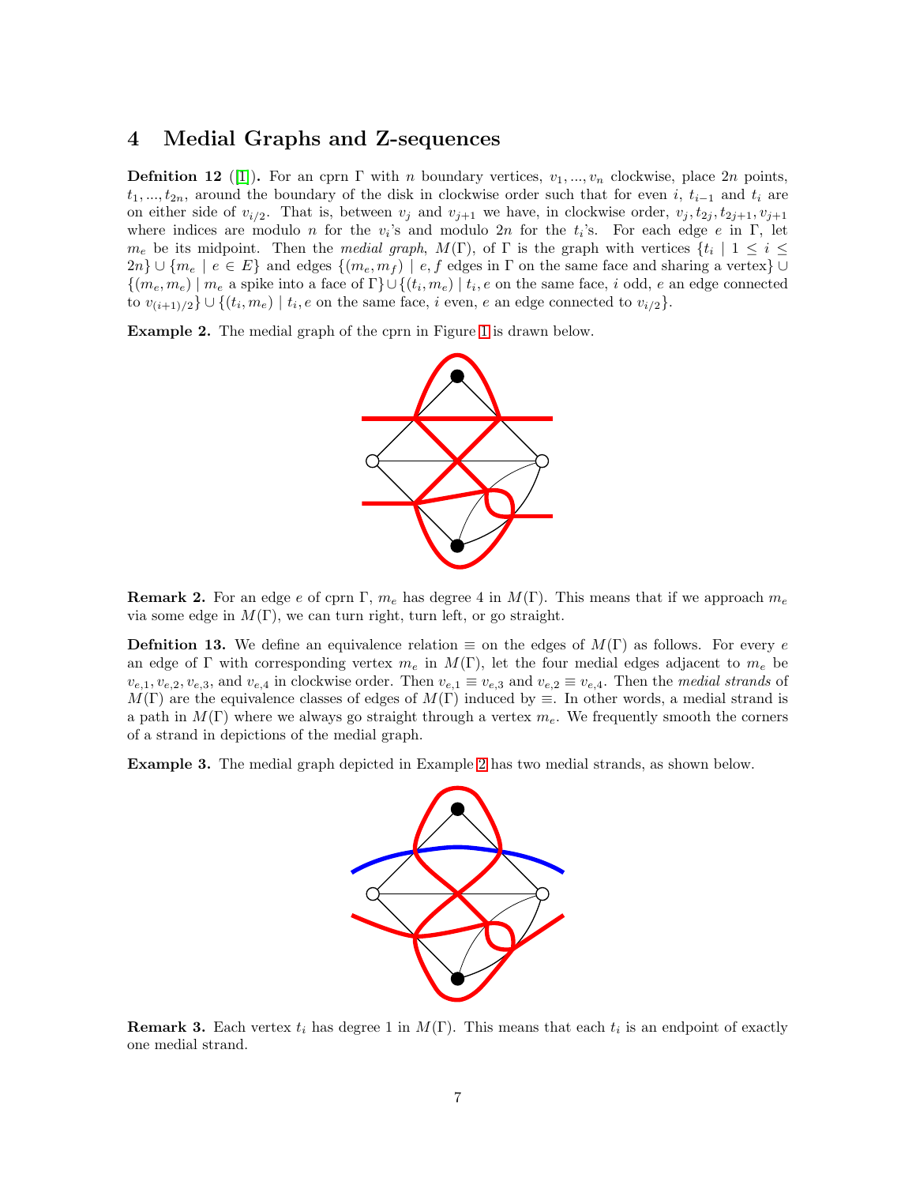## 4 Medial Graphs and Z-sequences

**Defnition 12** ([1])**.** For an cprn $\Gamma$ with $n$ boundary vertices, $v_1, ..., v_n$ clockwise, place $2n$ points, $t_1, ..., t_{2n}$, around the boundary of the disk in clockwise order such that for even $i$, $t_{i-1}$ and $t_i$ are on either side of $v_{i/2}$. That is, between $v_j$ and $v_{j+1}$ we have, in clockwise order, $v_j, t_{2j}, t_{2j+1}, v_{j+1}$ where indices are modulo $n$ for the $v_i$'s and modulo $2n$ for the $t_i$'s. For each edge $e$ in $\Gamma$, let $m_e$ be its midpoint. Then the *medial graph*, $M(\Gamma)$, of $\Gamma$ is the graph with vertices $\{t_i \mid 1 \leq i \leq 2n\} \cup \{m_e \mid e \in E\}$ and edges $\{(m_e, m_f) \mid e, f$ edges in $\Gamma$ on the same face and sharing a vertex$\} \cup \{(m_e, m_e) \mid m_e$ a spike into a face of $\Gamma\} \cup \{(t_i, m_e) \mid t_i, e$ on the same face, $i$ odd, $e$ an edge connected to $v_{(i+1)/2}\} \cup \{(t_i, m_e) \mid t_i, e$ on the same face, $i$ even, $e$ an edge connected to $v_{i/2}\}$.

**Example 2.** The medial graph of the cprn in Figure 1 is drawn below.

**Remark 2.** For an edge $e$ of cprn $\Gamma$, $m_e$ has degree 4 in $M(\Gamma)$. This means that if we approach $m_e$ via some edge in $M(\Gamma)$, we can turn right, turn left, or go straight.

**Defnition 13.** We define an equivalence relation $\equiv$ on the edges of $M(\Gamma)$ as follows. For every $e$ an edge of $\Gamma$ with corresponding vertex $m_e$ in $M(\Gamma)$, let the four medial edges adjacent to $m_e$ be $v_{e,1}, v_{e,2}, v_{e,3}$, and $v_{e,4}$ in clockwise order. Then $v_{e,1} \equiv v_{e,3}$ and $v_{e,2} \equiv v_{e,4}$. Then the *medial strands* of $M(\Gamma)$ are the equivalence classes of edges of $M(\Gamma)$ induced by $\equiv$. In other words, a medial strand is a path in $M(\Gamma)$ where we always go straight through a vertex $m_e$. We frequently smooth the corners of a strand in depictions of the medial graph.

**Example 3.** The medial graph depicted in Example 2 has two medial strands, as shown below.

**Remark 3.** Each vertex $t_i$ has degree 1 in $M(\Gamma)$. This means that each $t_i$ is an endpoint of exactly one medial strand.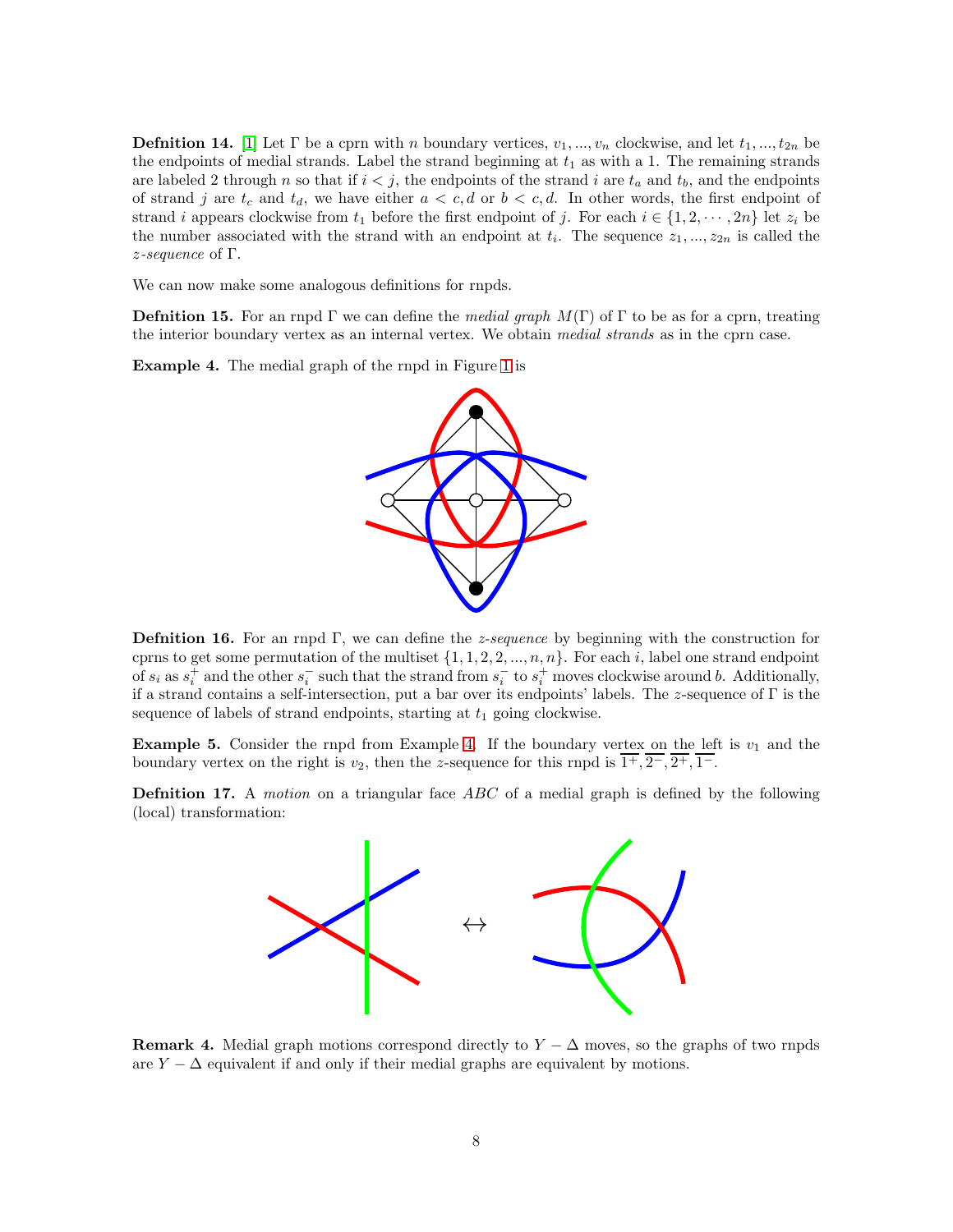**Defnition 14.** [1] Let $\Gamma$ be a cprn with $n$ boundary vertices, $v_1, ..., v_n$ clockwise, and let $t_1, ..., t_{2n}$ be the endpoints of medial strands. Label the strand beginning at $t_1$ as with a 1. The remaining strands are labeled 2 through $n$ so that if $i < j$, the endpoints of the strand $i$ are $t_a$ and $t_b$, and the endpoints of strand $j$ are $t_c$ and $t_d$, we have either $a < c, d$ or $b < c, d$. In other words, the first endpoint of strand $i$ appears clockwise from $t_1$ before the first endpoint of $j$. For each $i \in \{1, 2, \cdots, 2n\}$ let $z_i$ be the number associated with the strand with an endpoint at $t_i$. The sequence $z_1, ..., z_{2n}$ is called the *z-sequence* of $\Gamma$.

We can now make some analogous definitions for rnpds.

**Defnition 15.** For an rnpd $\Gamma$ we can define the *medial graph* $M(\Gamma)$ of $\Gamma$ to be as for a cprn, treating the interior boundary vertex as an internal vertex. We obtain *medial strands* as in the cprn case.

**Example 4.** The medial graph of the rnpd in Figure 1 is

**Defnition 16.** For an rnpd $\Gamma$, we can define the *z-sequence* by beginning with the construction for cprns to get some permutation of the multiset $\{1, 1, 2, 2, ..., n, n\}$. For each $i$, label one strand endpoint of $s_i$ as $s_i^+$ and the other $s_i^-$ such that the strand from $s_i^-$ to $s_i^+$ moves clockwise around $b$. Additionally, if a strand contains a self-intersection, put a bar over its endpoints' labels. The $z$-sequence of $\Gamma$ is the sequence of labels of strand endpoints, starting at $t_1$ going clockwise.

**Example 5.** Consider the rnpd from Example 4. If the boundary vertex on the left is $v_1$ and the boundary vertex on the right is $v_2$, then the $z$-sequence for this rnpd is $\overline{1^+}, \overline{2^-}, \overline{2^+}, \overline{1^-}$.

**Defnition 17.** A *motion* on a triangular face $ABC$ of a medial graph is defined by the following (local) transformation:

**Remark 4.** Medial graph motions correspond directly to $Y - \Delta$ moves, so the graphs of two rnpds are $Y - \Delta$ equivalent if and only if their medial graphs are equivalent by motions.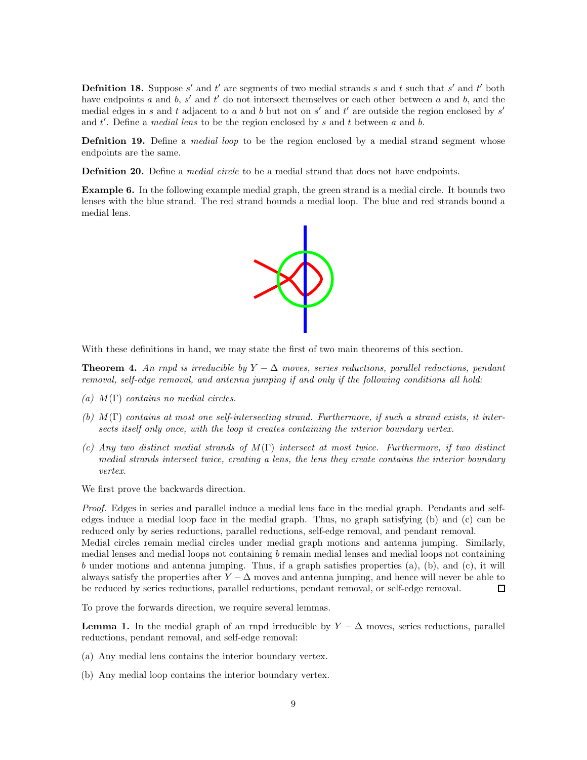**Defnition 18.** Suppose $s'$ and $t'$ are segments of two medial strands $s$ and $t$ such that $s'$ and $t'$ both have endpoints $a$ and $b$, $s'$ and $t'$ do not intersect themselves or each other between $a$ and $b$, and the medial edges in $s$ and $t$ adjacent to $a$ and $b$ but not on $s'$ and $t'$ are outside the region enclosed by $s'$ and $t'$. Define a *medial lens* to be the region enclosed by $s$ and $t$ between $a$ and $b$.

**Defnition 19.** Define a *medial loop* to be the region enclosed by a medial strand segment whose endpoints are the same.

**Defnition 20.** Define a *medial circle* to be a medial strand that does not have endpoints.

**Example 6.** In the following example medial graph, the green strand is a medial circle. It bounds two lenses with the blue strand. The red strand bounds a medial loop. The blue and red strands bound a medial lens.

With these definitions in hand, we may state the first of two main theorems of this section.

**Theorem 4.** *An rnpd is irreducible by $Y - \Delta$ moves, series reductions, parallel reductions, pendant removal, self-edge removal, and antenna jumping if and only if the following conditions all hold:*

*(a) $M(\Gamma)$ contains no medial circles.*

*(b) $M(\Gamma)$ contains at most one self-intersecting strand. Furthermore, if such a strand exists, it intersects itself only once, with the loop it creates containing the interior boundary vertex.*

*(c) Any two distinct medial strands of $M(\Gamma)$ intersect at most twice. Furthermore, if two distinct medial strands intersect twice, creating a lens, the lens they create contains the interior boundary vertex.*

We first prove the backwards direction.

*Proof.* Edges in series and parallel induce a medial lens face in the medial graph. Pendants and self-edges induce a medial loop face in the medial graph. Thus, no graph satisfying (b) and (c) can be reduced only by series reductions, parallel reductions, self-edge removal, and pendant removal.
Medial circles remain medial circles under medial graph motions and antenna jumping. Similarly, medial lenses and medial loops not containing $b$ remain medial lenses and medial loops not containing $b$ under motions and antenna jumping. Thus, if a graph satisfies properties (a), (b), and (c), it will always satisfy the properties after $Y - \Delta$ moves and antenna jumping, and hence will never be able to be reduced by series reductions, parallel reductions, pendant removal, or self-edge removal. $\square$

To prove the forwards direction, we require several lemmas.

**Lemma 1.** In the medial graph of an rnpd irreducible by $Y - \Delta$ moves, series reductions, parallel reductions, pendant removal, and self-edge removal:

(a) Any medial lens contains the interior boundary vertex.

(b) Any medial loop contains the interior boundary vertex.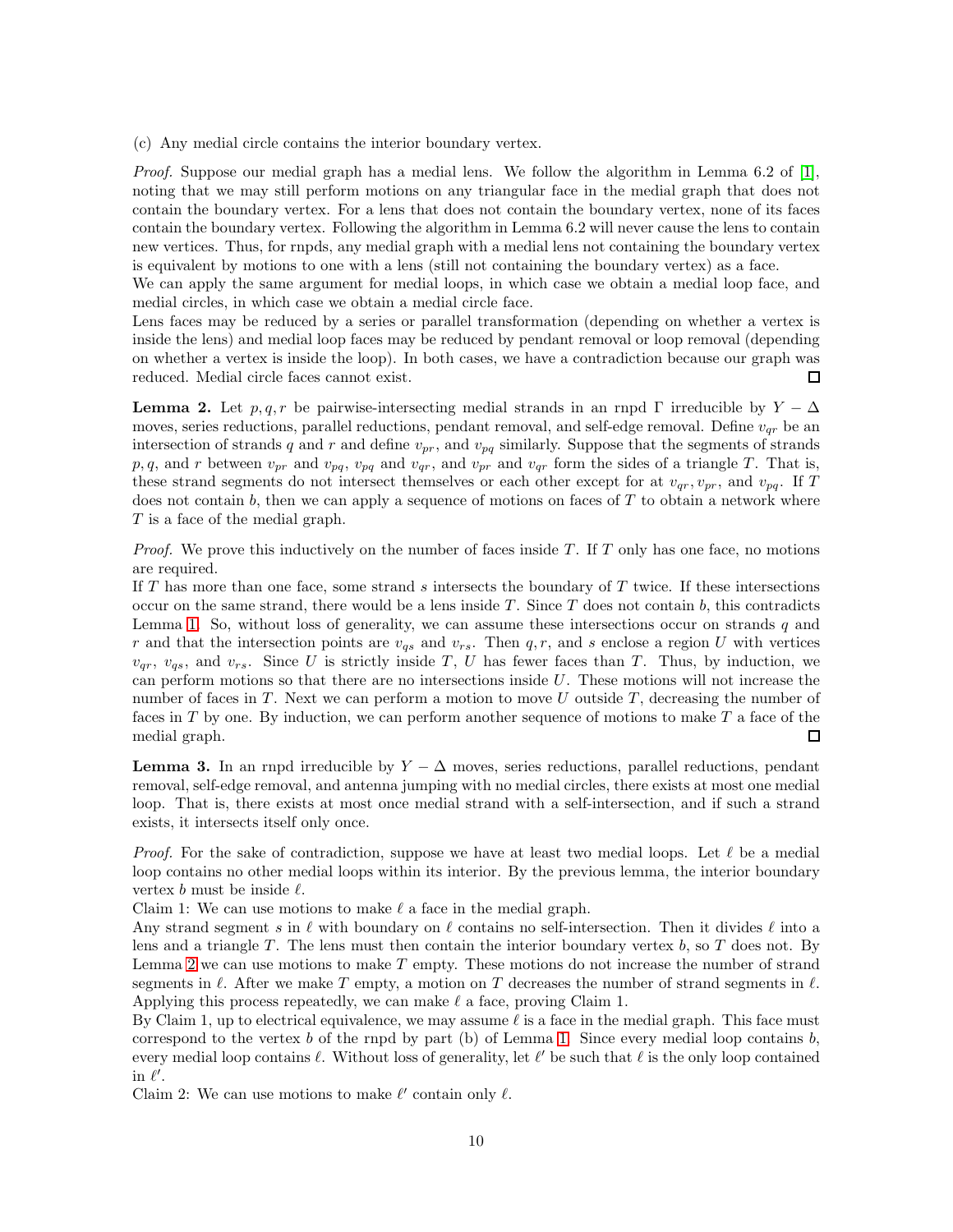(c) Any medial circle contains the interior boundary vertex.

*Proof.* Suppose our medial graph has a medial lens. We follow the algorithm in Lemma 6.2 of [1], noting that we may still perform motions on any triangular face in the medial graph that does not contain the boundary vertex. For a lens that does not contain the boundary vertex, none of its faces contain the boundary vertex. Following the algorithm in Lemma 6.2 will never cause the lens to contain new vertices. Thus, for rnpds, any medial graph with a medial lens not containing the boundary vertex is equivalent by motions to one with a lens (still not containing the boundary vertex) as a face.
We can apply the same argument for medial loops, in which case we obtain a medial loop face, and medial circles, in which case we obtain a medial circle face.
Lens faces may be reduced by a series or parallel transformation (depending on whether a vertex is inside the lens) and medial loop faces may be reduced by pendant removal or loop removal (depending on whether a vertex is inside the loop). In both cases, we have a contradiction because our graph was reduced. Medial circle faces cannot exist. ☐

**Lemma 2.** Let $p, q, r$ be pairwise-intersecting medial strands in an rnpd $\Gamma$ irreducible by $Y-\Delta$ moves, series reductions, parallel reductions, pendant removal, and self-edge removal. Define $v_{qr}$ be an intersection of strands $q$ and $r$ and define $v_{pr}$, and $v_{pq}$ similarly. Suppose that the segments of strands $p, q$, and $r$ between $v_{pr}$ and $v_{pq}$, $v_{pq}$ and $v_{qr}$, and $v_{pr}$ and $v_{qr}$ form the sides of a triangle $T$. That is, these strand segments do not intersect themselves or each other except for at $v_{qr}, v_{pr}$, and $v_{pq}$. If $T$ does not contain $b$, then we can apply a sequence of motions on faces of $T$ to obtain a network where $T$ is a face of the medial graph.

*Proof.* We prove this inductively on the number of faces inside $T$. If $T$ only has one face, no motions are required.
If $T$ has more than one face, some strand $s$ intersects the boundary of $T$ twice. If these intersections occur on the same strand, there would be a lens inside $T$. Since $T$ does not contain $b$, this contradicts Lemma 1. So, without loss of generality, we can assume these intersections occur on strands $q$ and $r$ and that the intersection points are $v_{qs}$ and $v_{rs}$. Then $q, r$, and $s$ enclose a region $U$ with vertices $v_{qr}$, $v_{qs}$, and $v_{rs}$. Since $U$ is strictly inside $T$, $U$ has fewer faces than $T$. Thus, by induction, we can perform motions so that there are no intersections inside $U$. These motions will not increase the number of faces in $T$. Next we can perform a motion to move $U$ outside $T$, decreasing the number of faces in $T$ by one. By induction, we can perform another sequence of motions to make $T$ a face of the medial graph. ☐

**Lemma 3.** In an rnpd irreducible by $Y-\Delta$ moves, series reductions, parallel reductions, pendant removal, self-edge removal, and antenna jumping with no medial circles, there exists at most one medial loop. That is, there exists at most once medial strand with a self-intersection, and if such a strand exists, it intersects itself only once.

*Proof.* For the sake of contradiction, suppose we have at least two medial loops. Let $\ell$ be a medial loop contains no other medial loops within its interior. By the previous lemma, the interior boundary vertex $b$ must be inside $\ell$.
Claim 1: We can use motions to make $\ell$ a face in the medial graph.
Any strand segment $s$ in $\ell$ with boundary on $\ell$ contains no self-intersection. Then it divides $\ell$ into a lens and a triangle $T$. The lens must then contain the interior boundary vertex $b$, so $T$ does not. By Lemma 2 we can use motions to make $T$ empty. These motions do not increase the number of strand segments in $\ell$. After we make $T$ empty, a motion on $T$ decreases the number of strand segments in $\ell$. Applying this process repeatedly, we can make $\ell$ a face, proving Claim 1.
By Claim 1, up to electrical equivalence, we may assume $\ell$ is a face in the medial graph. This face must correspond to the vertex $b$ of the rnpd by part (b) of Lemma 1. Since every medial loop contains $b$, every medial loop contains $\ell$. Without loss of generality, let $\ell'$ be such that $\ell$ is the only loop contained in $\ell'$.
Claim 2: We can use motions to make $\ell'$ contain only $\ell$.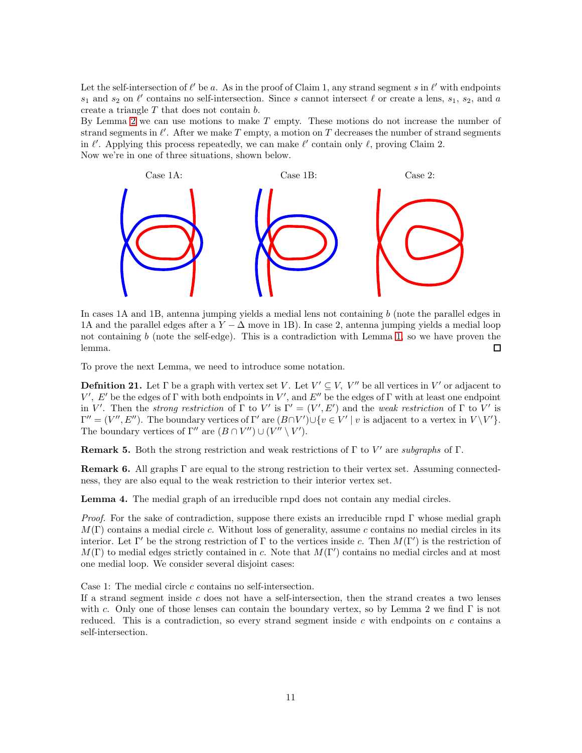Let the self-intersection of $\ell'$ be $a$. As in the proof of Claim 1, any strand segment $s$ in $\ell'$ with endpoints $s_1$ and $s_2$ on $\ell'$ contains no self-intersection. Since $s$ cannot intersect $\ell$ or create a lens, $s_1$, $s_2$, and $a$ create a triangle $T$ that does not contain $b$.

By Lemma 2 we can use motions to make $T$ empty. These motions do not increase the number of strand segments in $\ell'$. After we make $T$ empty, a motion on $T$ decreases the number of strand segments in $\ell'$. Applying this process repeatedly, we can make $\ell'$ contain only $\ell$, proving Claim 2.

Now we're in one of three situations, shown below.

Case 1A: Case 1B: Case 2:

In cases 1A and 1B, antenna jumping yields a medial lens not containing $b$ (note the parallel edges in 1A and the parallel edges after a $Y - \Delta$ move in 1B). In case 2, antenna jumping yields a medial loop not containing $b$ (note the self-edge). This is a contradiction with Lemma 1, so we have proven the lemma. ◻

To prove the next Lemma, we need to introduce some notation.

**Defnition 21.** Let $\Gamma$ be a graph with vertex set $V$. Let $V' \subseteq V$, $V''$ be all vertices in $V'$ or adjacent to $V'$, $E'$ be the edges of $\Gamma$ with both endpoints in $V'$, and $E''$ be the edges of $\Gamma$ with at least one endpoint in $V'$. Then the *strong restriction* of $\Gamma$ to $V'$ is $\Gamma' = (V', E')$ and the *weak restriction* of $\Gamma$ to $V'$ is $\Gamma'' = (V'', E'')$. The boundary vertices of $\Gamma'$ are $(B \cap V') \cup \{v \in V' \mid v \text{ is adjacent to a vertex in } V \setminus V'\}$. The boundary vertices of $\Gamma''$ are $(B \cap V'') \cup (V'' \setminus V')$.

**Remark 5.** Both the strong restriction and weak restrictions of $\Gamma$ to $V'$ are *subgraphs* of $\Gamma$.

**Remark 6.** All graphs $\Gamma$ are equal to the strong restriction to their vertex set. Assuming connectedness, they are also equal to the weak restriction to their interior vertex set.

**Lemma 4.** The medial graph of an irreducible rnpd does not contain any medial circles.

*Proof.* For the sake of contradiction, suppose there exists an irreducible rnpd $\Gamma$ whose medial graph $M(\Gamma)$ contains a medial circle $c$. Without loss of generality, assume $c$ contains no medial circles in its interior. Let $\Gamma'$ be the strong restriction of $\Gamma$ to the vertices inside $c$. Then $M(\Gamma')$ is the restriction of $M(\Gamma)$ to medial edges strictly contained in $c$. Note that $M(\Gamma')$ contains no medial circles and at most one medial loop. We consider several disjoint cases:

Case 1: The medial circle $c$ contains no self-intersection.

If a strand segment inside $c$ does not have a self-intersection, then the strand creates a two lenses with $c$. Only one of those lenses can contain the boundary vertex, so by Lemma 2 we find $\Gamma$ is not reduced. This is a contradiction, so every strand segment inside $c$ with endpoints on $c$ contains a self-intersection.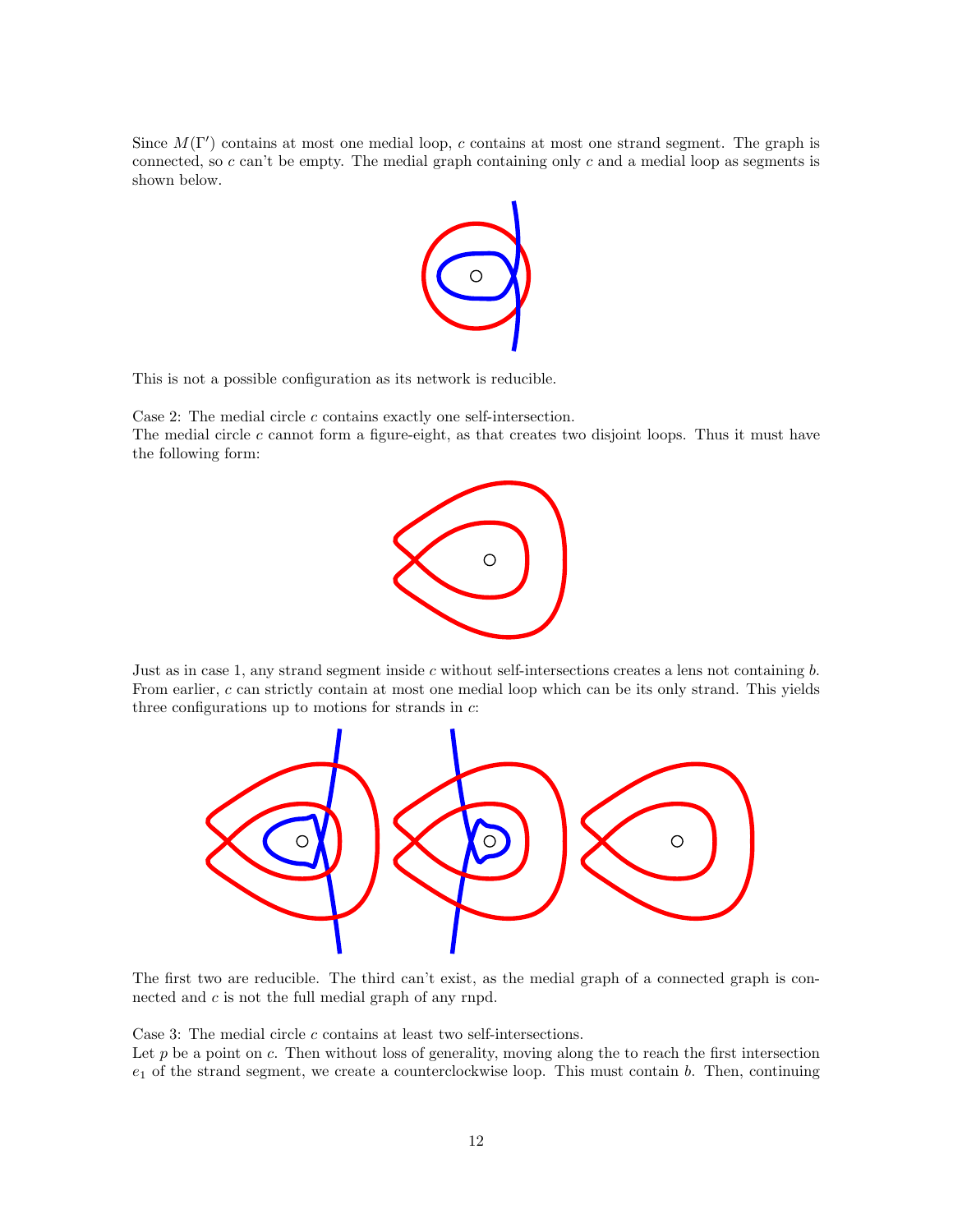Since $M(\Gamma')$ contains at most one medial loop, $c$ contains at most one strand segment. The graph is connected, so $c$ can't be empty. The medial graph containing only $c$ and a medial loop as segments is shown below.

This is not a possible configuration as its network is reducible.

Case 2: The medial circle $c$ contains exactly one self-intersection.
The medial circle $c$ cannot form a figure-eight, as that creates two disjoint loops. Thus it must have the following form:

Just as in case 1, any strand segment inside $c$ without self-intersections creates a lens not containing $b$. From earlier, $c$ can strictly contain at most one medial loop which can be its only strand. This yields three configurations up to motions for strands in $c$:

The first two are reducible. The third can't exist, as the medial graph of a connected graph is connected and $c$ is not the full medial graph of any rnpd.

Case 3: The medial circle $c$ contains at least two self-intersections.
Let $p$ be a point on $c$. Then without loss of generality, moving along the to reach the first intersection $e_1$ of the strand segment, we create a counterclockwise loop. This must contain $b$. Then, continuing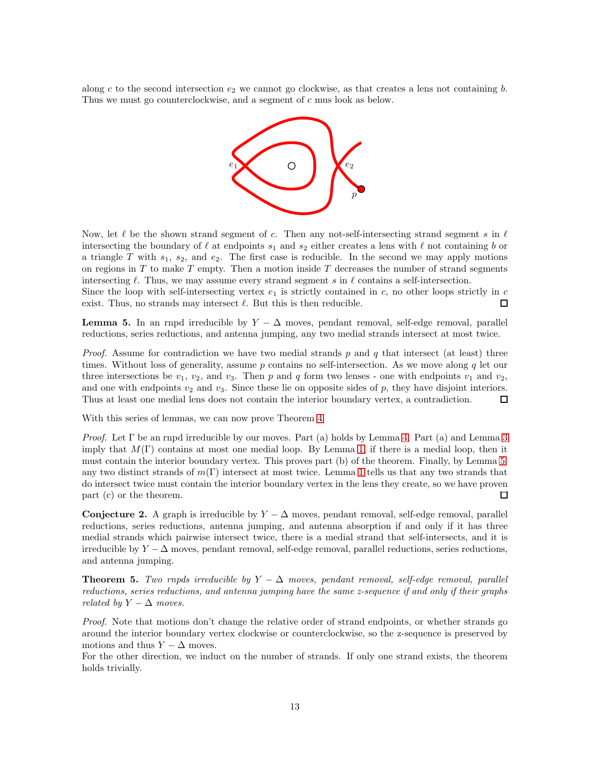along $c$ to the second intersection $e_2$ we cannot go clockwise, as that creates a lens not containing $b$. Thus we must go counterclockwise, and a segment of $c$ mus look as below.

Now, let $\ell$ be the shown strand segment of $c$. Then any not-self-intersecting strand segment $s$ in $\ell$ intersecting the boundary of $\ell$ at endpoints $s_1$ and $s_2$ either creates a lens with $\ell$ not containing $b$ or a triangle $T$ with $s_1$, $s_2$, and $e_2$. The first case is reducible. In the second we may apply motions on regions in $T$ to make $T$ empty. Then a motion inside $T$ decreases the number of strand segments intersecting $\ell$. Thus, we may assume every strand segment $s$ in $\ell$ contains a self-intersection.
Since the loop with self-intersecting vertex $e_1$ is strictly contained in $c$, no other loops strictly in $c$ exist. Thus, no strands may intersect $\ell$. But this is then reducible. □

**Lemma 5.** In an rnpd irreducible by $Y - \Delta$ moves, pendant removal, self-edge removal, parallel reductions, series reductions, and antenna jumping, any two medial strands intersect at most twice.

*Proof.* Assume for contradiction we have two medial strands $p$ and $q$ that intersect (at least) three times. Without loss of generality, assume $p$ contains no self-intersection. As we move along $q$ let our three intersections be $v_1$, $v_2$, and $v_3$. Then $p$ and $q$ form two lenses - one with endpoints $v_1$ and $v_2$, and one with endpoints $v_2$ and $v_3$. Since these lie on opposite sides of $p$, they have disjoint interiors. Thus at least one medial lens does not contain the interior boundary vertex, a contradiction. □

With this series of lemmas, we can now prove Theorem 4.

*Proof.* Let $\Gamma$ be an rnpd irreducible by our moves. Part (a) holds by Lemma 4. Part (a) and Lemma 3 imply that $M(\Gamma)$ contains at most one medial loop. By Lemma 1, if there is a medial loop, then it must contain the interior boundary vertex. This proves part (b) of the theorem. Finally, by Lemma 5, any two distinct strands of $m(\Gamma)$ intersect at most twice. Lemma 1 tells us that any two strands that do intersect twice must contain the interior boundary vertex in the lens they create, so we have proven part (c) or the theorem. □

**Conjecture 2.** A graph is irreducible by $Y - \Delta$ moves, pendant removal, self-edge removal, parallel reductions, series reductions, antenna jumping, and antenna absorption if and only if it has three medial strands which pairwise intersect twice, there is a medial strand that self-intersects, and it is irreducible by $Y - \Delta$ moves, pendant removal, self-edge removal, parallel reductions, series reductions, and antenna jumping.

**Theorem 5.** *Two rnpds irreducible by $Y - \Delta$ moves, pendant removal, self-edge removal, parallel reductions, series reductions, and antenna jumping have the same z-sequence if and only if their graphs related by $Y - \Delta$ moves.*

*Proof.* Note that motions don't change the relative order of strand endpoints, or whether strands go around the interior boundary vertex clockwise or counterclockwise, so the z-sequence is preserved by motions and thus $Y - \Delta$ moves.
For the other direction, we induct on the number of strands. If only one strand exists, the theorem holds trivially.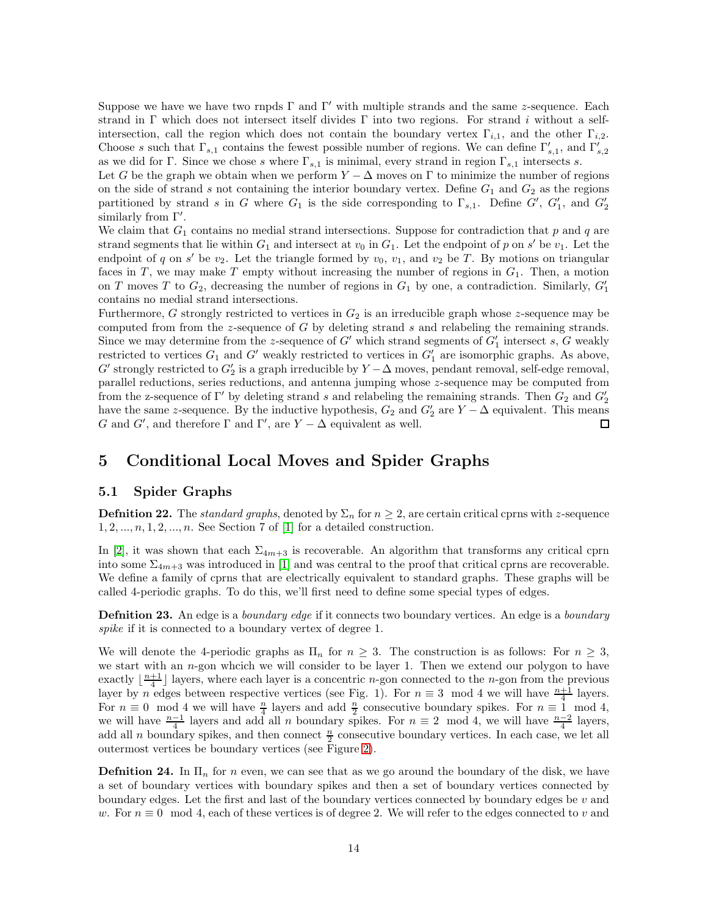Suppose we have we have two rnpds $\Gamma$ and $\Gamma'$ with multiple strands and the same $z$-sequence. Each strand in $\Gamma$ which does not intersect itself divides $\Gamma$ into two regions. For strand $i$ without a self-intersection, call the region which does not contain the boundary vertex $\Gamma_{i,1}$, and the other $\Gamma_{i,2}$. Choose $s$ such that $\Gamma_{s,1}$ contains the fewest possible number of regions. We can define $\Gamma'_{s,1}$, and $\Gamma'_{s,2}$ as we did for $\Gamma$. Since we chose $s$ where $\Gamma_{s,1}$ is minimal, every strand in region $\Gamma_{s,1}$ intersects $s$.

Let $G$ be the graph we obtain when we perform $Y - \Delta$ moves on $\Gamma$ to minimize the number of regions on the side of strand $s$ not containing the interior boundary vertex. Define $G_1$ and $G_2$ as the regions partitioned by strand $s$ in $G$ where $G_1$ is the side corresponding to $\Gamma_{s,1}$. Define $G'$, $G'_1$, and $G'_2$ similarly from $\Gamma'$.

We claim that $G_1$ contains no medial strand intersections. Suppose for contradiction that $p$ and $q$ are strand segments that lie within $G_1$ and intersect at $v_0$ in $G_1$. Let the endpoint of $p$ on $s'$ be $v_1$. Let the endpoint of $q$ on $s'$ be $v_2$. Let the triangle formed by $v_0$, $v_1$, and $v_2$ be $T$. By motions on triangular faces in $T$, we may make $T$ empty without increasing the number of regions in $G_1$. Then, a motion on $T$ moves $T$ to $G_2$, decreasing the number of regions in $G_1$ by one, a contradiction. Similarly, $G'_1$ contains no medial strand intersections.

Furthermore, $G$ strongly restricted to vertices in $G_2$ is an irreducible graph whose $z$-sequence may be computed from from the $z$-sequence of $G$ by deleting strand $s$ and relabeling the remaining strands. Since we may determine from the $z$-sequence of $G'$ which strand segments of $G'_1$ intersect $s$, $G$ weakly restricted to vertices $G_1$ and $G'$ weakly restricted to vertices in $G'_1$ are isomorphic graphs. As above, $G'$ strongly restricted to $G'_2$ is a graph irreducible by $Y - \Delta$ moves, pendant removal, self-edge removal, parallel reductions, series reductions, and antenna jumping whose $z$-sequence may be computed from from the z-sequence of $\Gamma'$ by deleting strand $s$ and relabeling the remaining strands. Then $G_2$ and $G'_2$ have the same $z$-sequence. By the inductive hypothesis, $G_2$ and $G'_2$ are $Y - \Delta$ equivalent. This means $G$ and $G'$, and therefore $\Gamma$ and $\Gamma'$, are $Y - \Delta$ equivalent as well. □

# 5 Conditional Local Moves and Spider Graphs

## 5.1 Spider Graphs

**Defnition 22.** The *standard graphs*, denoted by $\Sigma_n$ for $n \geq 2$, are certain critical cprns with $z$-sequence $1, 2, ..., n, 1, 2, ..., n$. See Section 7 of [1] for a detailed construction.

In [2], it was shown that each $\Sigma_{4m+3}$ is recoverable. An algorithm that transforms any critical cprn into some $\Sigma_{4m+3}$ was introduced in [1] and was central to the proof that critical cprns are recoverable. We define a family of cprns that are electrically equivalent to standard graphs. These graphs will be called 4-periodic graphs. To do this, we'll first need to define some special types of edges.

**Defnition 23.** An edge is a *boundary edge* if it connects two boundary vertices. An edge is a *boundary spike* if it is connected to a boundary vertex of degree 1.

We will denote the 4-periodic graphs as $\Pi_n$ for $n \geq 3$. The construction is as follows: For $n \geq 3$, we start with an $n$-gon whcich we will consider to be layer 1. Then we extend our polygon to have exactly $\lfloor \frac{n+1}{4} \rfloor$ layers, where each layer is a concentric $n$-gon connected to the $n$-gon from the previous layer by $n$ edges between respective vertices (see Fig. 1). For $n \equiv 3 \mod 4$ we will have $\frac{n+1}{4}$ layers. For $n \equiv 0 \mod 4$ we will have $\frac{n}{4}$ layers and add $\frac{n}{2}$ consecutive boundary spikes. For $n \equiv 1 \mod 4$, we will have $\frac{n-1}{4}$ layers and add all $n$ boundary spikes. For $n \equiv 2 \mod 4$, we will have $\frac{n-2}{4}$ layers, add all $n$ boundary spikes, and then connect $\frac{n}{2}$ consecutive boundary vertices. In each case, we let all outermost vertices be boundary vertices (see Figure 2).

**Defnition 24.** In $\Pi_n$ for $n$ even, we can see that as we go around the boundary of the disk, we have a set of boundary vertices with boundary spikes and then a set of boundary vertices connected by boundary edges. Let the first and last of the boundary vertices connected by boundary edges be $v$ and $w$. For $n \equiv 0 \mod 4$, each of these vertices is of degree 2. We will refer to the edges connected to $v$ and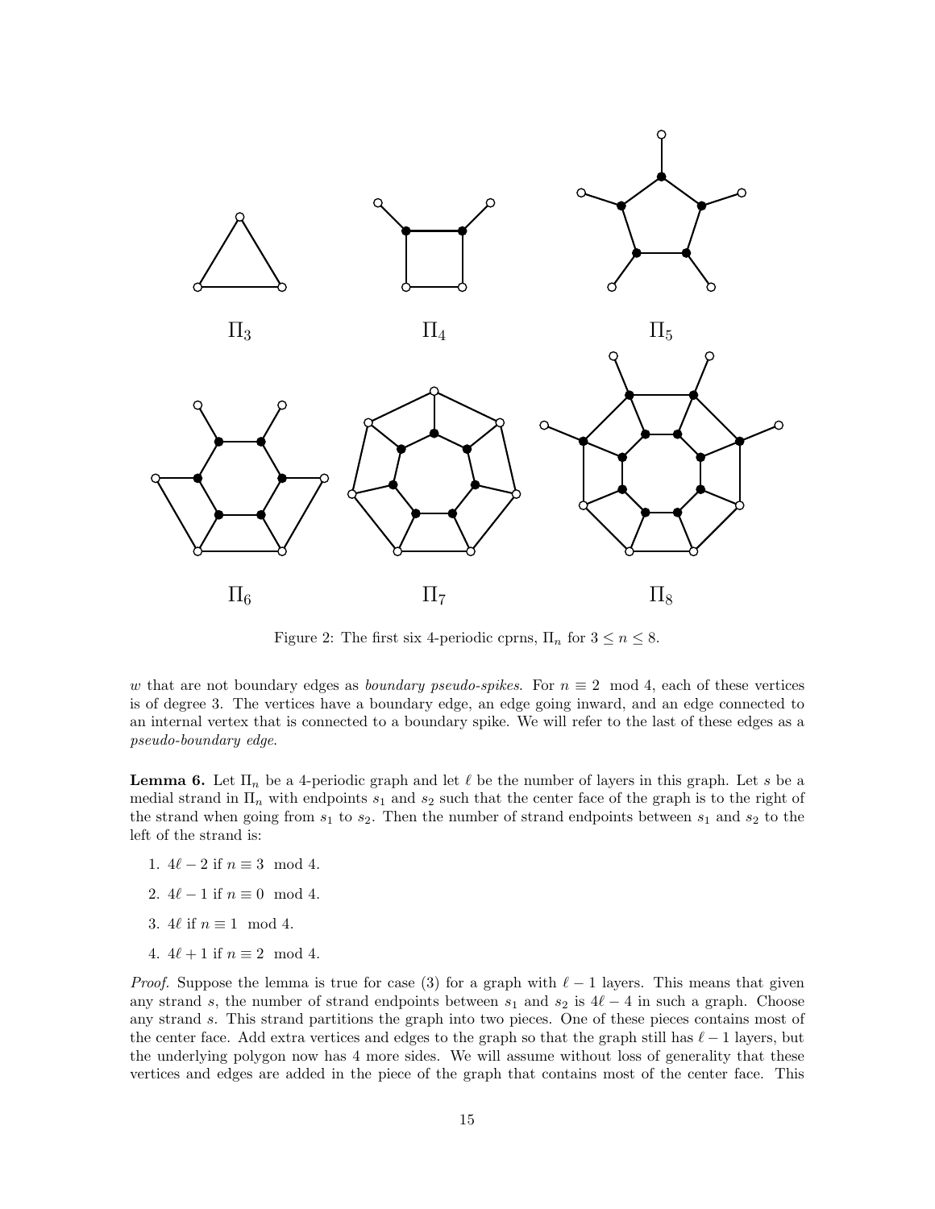$\Pi_3$ $\Pi_4$ $\Pi_5$

$\Pi_6$ $\Pi_7$ $\Pi_8$

Figure 2: The first six 4-periodic cprns, $\Pi_n$ for $3 \leq n \leq 8$.

$w$ that are not boundary edges as *boundary pseudo-spikes*. For $n \equiv 2 \mod 4$, each of these vertices is of degree 3. The vertices have a boundary edge, an edge going inward, and an edge connected to an internal vertex that is connected to a boundary spike. We will refer to the last of these edges as a *pseudo-boundary edge*.

**Lemma 6.** Let $\Pi_n$ be a 4-periodic graph and let $\ell$ be the number of layers in this graph. Let $s$ be a medial strand in $\Pi_n$ with endpoints $s_1$ and $s_2$ such that the center face of the graph is to the right of the strand when going from $s_1$ to $s_2$. Then the number of strand endpoints between $s_1$ and $s_2$ to the left of the strand is:

1. $4\ell - 2$ if $n \equiv 3 \mod 4$.
2. $4\ell - 1$ if $n \equiv 0 \mod 4$.
3. $4\ell$ if $n \equiv 1 \mod 4$.
4. $4\ell + 1$ if $n \equiv 2 \mod 4$.

*Proof.* Suppose the lemma is true for case (3) for a graph with $\ell - 1$ layers. This means that given any strand $s$, the number of strand endpoints between $s_1$ and $s_2$ is $4\ell - 4$ in such a graph. Choose any strand $s$. This strand partitions the graph into two pieces. One of these pieces contains most of the center face. Add extra vertices and edges to the graph so that the graph still has $\ell - 1$ layers, but the underlying polygon now has 4 more sides. We will assume without loss of generality that these vertices and edges are added in the piece of the graph that contains most of the center face. This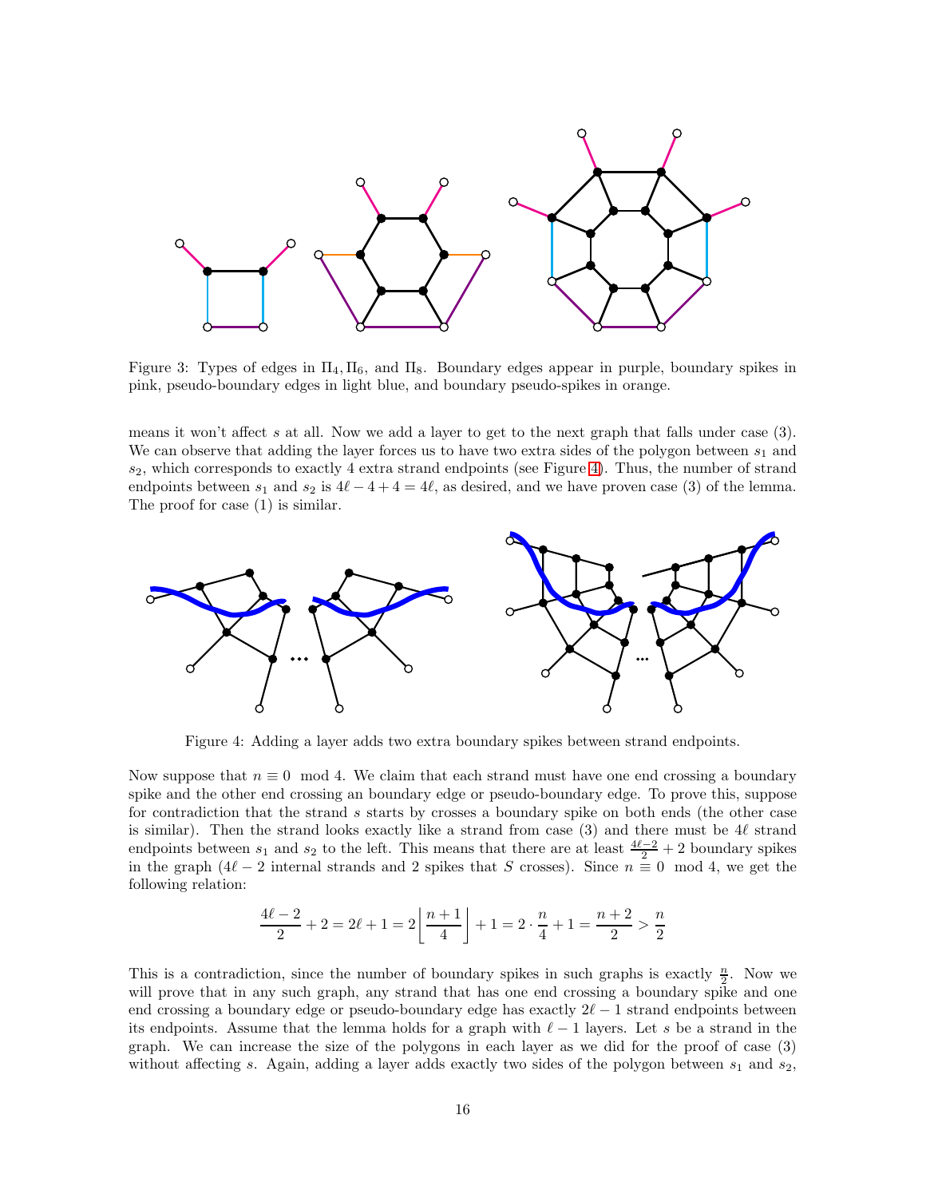Figure 3: Types of edges in $\Pi_4, \Pi_6$, and $\Pi_8$. Boundary edges appear in purple, boundary spikes in pink, pseudo-boundary edges in light blue, and boundary pseudo-spikes in orange.

means it won't affect $s$ at all. Now we add a layer to get to the next graph that falls under case (3). We can observe that adding the layer forces us to have two extra sides of the polygon between $s_1$ and $s_2$, which corresponds to exactly 4 extra strand endpoints (see Figure 4). Thus, the number of strand endpoints between $s_1$ and $s_2$ is $4\ell - 4 + 4 = 4\ell$, as desired, and we have proven case (3) of the lemma. The proof for case (1) is similar.

Figure 4: Adding a layer adds two extra boundary spikes between strand endpoints.

Now suppose that $n \equiv 0 \mod 4$. We claim that each strand must have one end crossing a boundary spike and the other end crossing an boundary edge or pseudo-boundary edge. To prove this, suppose for contradiction that the strand $s$ starts by crosses a boundary spike on both ends (the other case is similar). Then the strand looks exactly like a strand from case (3) and there must be $4\ell$ strand endpoints between $s_1$ and $s_2$ to the left. This means that there are at least $\frac{4\ell-2}{2} + 2$ boundary spikes in the graph ($4\ell - 2$ internal strands and 2 spikes that $S$ crosses). Since $n \equiv 0 \mod 4$, we get the following relation:

$$\frac{4\ell - 2}{2} + 2 = 2\ell + 1 = 2\left\lfloor \frac{n+1}{4} \right\rfloor + 1 = 2 \cdot \frac{n}{4} + 1 = \frac{n+2}{2} > \frac{n}{2}$$

This is a contradiction, since the number of boundary spikes in such graphs is exactly $\frac{n}{2}$. Now we will prove that in any such graph, any strand that has one end crossing a boundary spike and one end crossing a boundary edge or pseudo-boundary edge has exactly $2\ell - 1$ strand endpoints between its endpoints. Assume that the lemma holds for a graph with $\ell - 1$ layers. Let $s$ be a strand in the graph. We can increase the size of the polygons in each layer as we did for the proof of case (3) without affecting $s$. Again, adding a layer adds exactly two sides of the polygon between $s_1$ and $s_2$,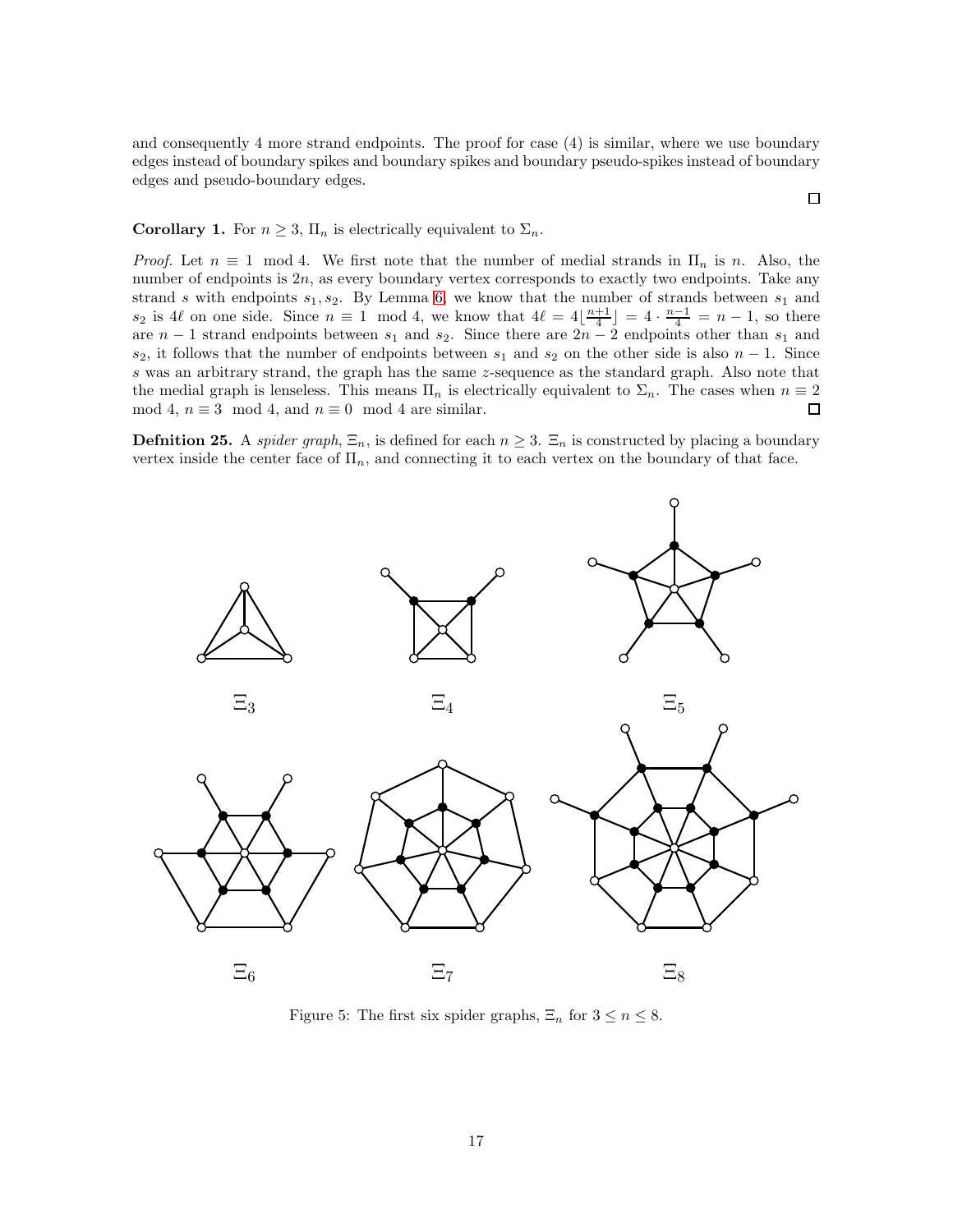and consequently 4 more strand endpoints. The proof for case (4) is similar, where we use boundary edges instead of boundary spikes and boundary spikes and boundary pseudo-spikes instead of boundary edges and pseudo-boundary edges.

□

**Corollary 1.** For $n \geq 3$, $\Pi_n$ is electrically equivalent to $\Sigma_n$.

*Proof.* Let $n \equiv 1 \mod 4$. We first note that the number of medial strands in $\Pi_n$ is $n$. Also, the number of endpoints is $2n$, as every boundary vertex corresponds to exactly two endpoints. Take any strand $s$ with endpoints $s_1, s_2$. By Lemma 6, we know that the number of strands between $s_1$ and $s_2$ is $4\ell$ on one side. Since $n \equiv 1 \mod 4$, we know that $4\ell = 4\lfloor \frac{n+1}{4} \rfloor = 4 \cdot \frac{n-1}{4} = n-1$, so there are $n-1$ strand endpoints between $s_1$ and $s_2$. Since there are $2n-2$ endpoints other than $s_1$ and $s_2$, it follows that the number of endpoints between $s_1$ and $s_2$ on the other side is also $n-1$. Since $s$ was an arbitrary strand, the graph has the same $z$-sequence as the standard graph. Also note that the medial graph is lenseless. This means $\Pi_n$ is electrically equivalent to $\Sigma_n$. The cases when $n \equiv 2 \mod 4$, $n \equiv 3 \mod 4$, and $n \equiv 0 \mod 4$ are similar. □

**Defnition 25.** A *spider graph*, $\Xi_n$, is defined for each $n \geq 3$. $\Xi_n$ is constructed by placing a boundary vertex inside the center face of $\Pi_n$, and connecting it to each vertex on the boundary of that face.

$\Xi_3$ $\Xi_4$ $\Xi_5$

$\Xi_6$ $\Xi_7$ $\Xi_8$

Figure 5: The first six spider graphs, $\Xi_n$ for $3 \leq n \leq 8$.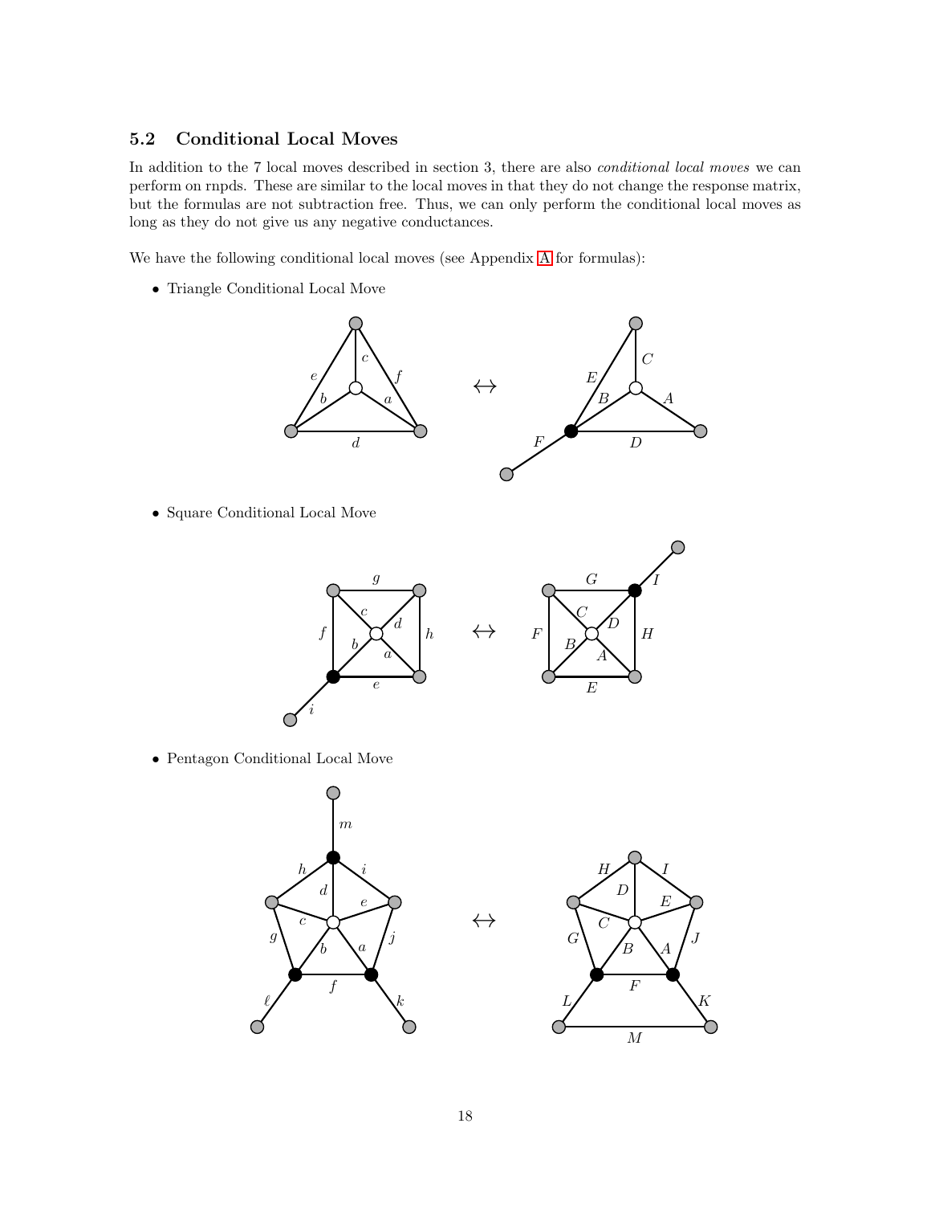## 5.2 Conditional Local Moves

In addition to the 7 local moves described in section 3, there are also *conditional local moves* we can perform on rnpds. These are similar to the local moves in that they do not change the response matrix, but the formulas are not subtraction free. Thus, we can only perform the conditional local moves as long as they do not give us any negative conductances.

We have the following conditional local moves (see Appendix A for formulas):

- Triangle Conditional Local Move
- Square Conditional Local Move
- Pentagon Conditional Local Move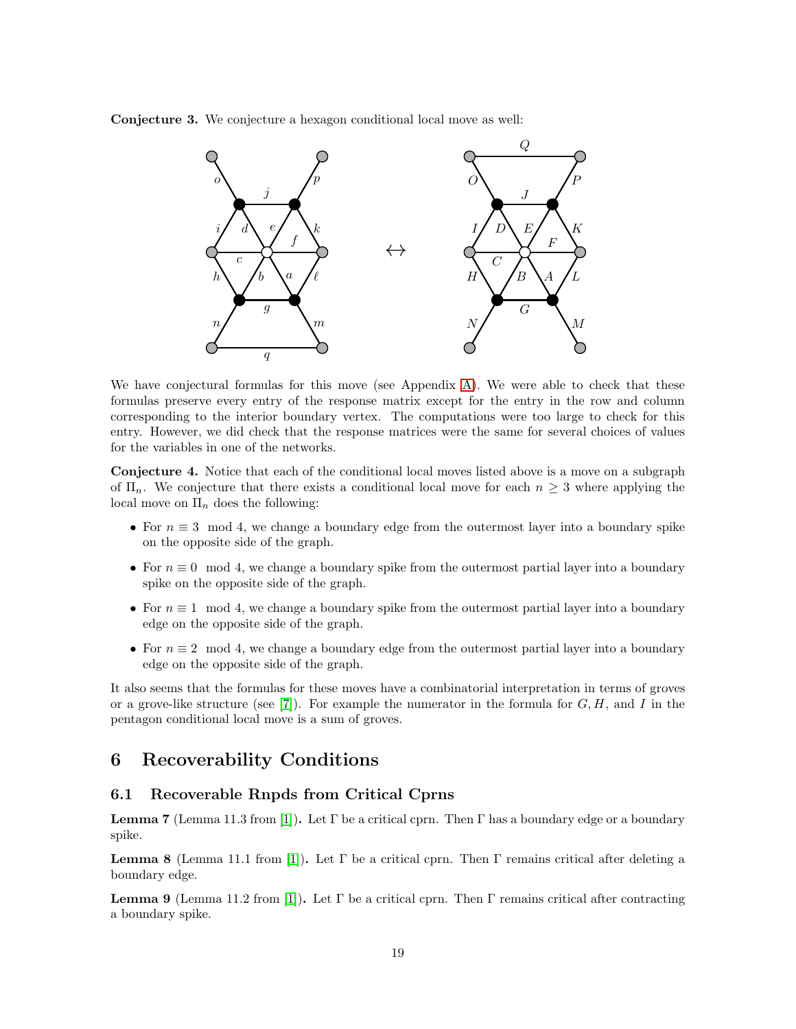**Conjecture 3.** We conjecture a hexagon conditional local move as well:

We have conjectural formulas for this move (see Appendix A). We were able to check that these formulas preserve every entry of the response matrix except for the entry in the row and column corresponding to the interior boundary vertex. The computations were too large to check for this entry. However, we did check that the response matrices were the same for several choices of values for the variables in one of the networks.

**Conjecture 4.** Notice that each of the conditional local moves listed above is a move on a subgraph of $\Pi_n$. We conjecture that there exists a conditional local move for each $n \geq 3$ where applying the local move on $\Pi_n$ does the following:

- For $n \equiv 3 \mod 4$, we change a boundary edge from the outermost layer into a boundary spike on the opposite side of the graph.
- For $n \equiv 0 \mod 4$, we change a boundary spike from the outermost partial layer into a boundary spike on the opposite side of the graph.
- For $n \equiv 1 \mod 4$, we change a boundary spike from the outermost partial layer into a boundary edge on the opposite side of the graph.
- For $n \equiv 2 \mod 4$, we change a boundary edge from the outermost partial layer into a boundary edge on the opposite side of the graph.

It also seems that the formulas for these moves have a combinatorial interpretation in terms of groves or a grove-like structure (see [7]). For example the numerator in the formula for $G, H$, and $I$ in the pentagon conditional local move is a sum of groves.

# 6 Recoverability Conditions

## 6.1 Recoverable Rnpds from Critical Cprns

**Lemma 7** (Lemma 11.3 from [1])**.** Let $\Gamma$ be a critical cprn. Then $\Gamma$ has a boundary edge or a boundary spike.

**Lemma 8** (Lemma 11.1 from [1])**.** Let $\Gamma$ be a critical cprn. Then $\Gamma$ remains critical after deleting a boundary edge.

**Lemma 9** (Lemma 11.2 from [1])**.** Let $\Gamma$ be a critical cprn. Then $\Gamma$ remains critical after contracting a boundary spike.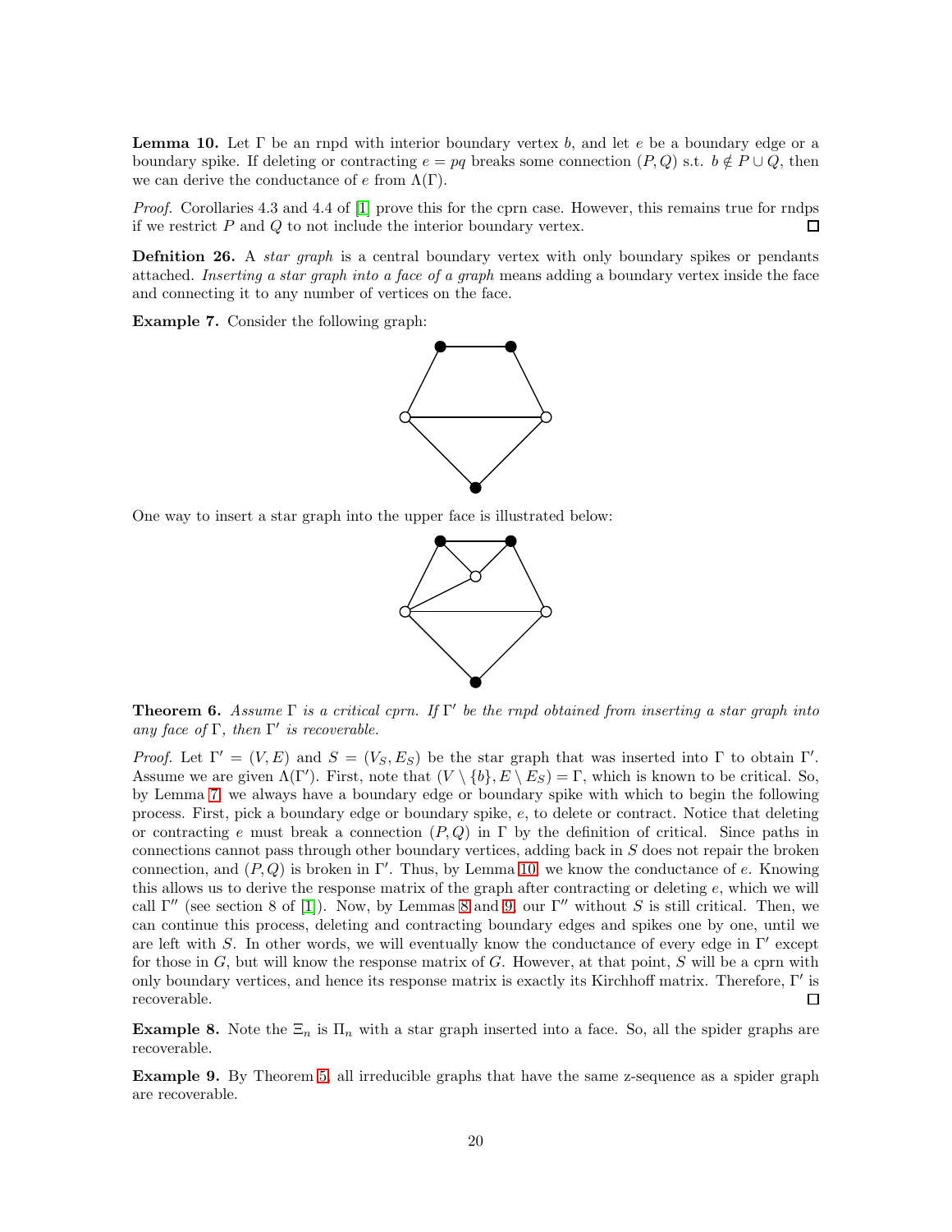**Lemma 10.** Let $\Gamma$ be an rnpd with interior boundary vertex $b$, and let $e$ be a boundary edge or a boundary spike. If deleting or contracting $e = pq$ breaks some connection $(P, Q)$ s.t. $b \notin P \cup Q$, then we can derive the conductance of $e$ from $\Lambda(\Gamma)$.

*Proof.* Corollaries 4.3 and 4.4 of [1] prove this for the cprn case. However, this remains true for rndps if we restrict $P$ and $Q$ to not include the interior boundary vertex. □

**Defnition 26.** A *star graph* is a central boundary vertex with only boundary spikes or pendants attached. *Inserting a star graph into a face of a graph* means adding a boundary vertex inside the face and connecting it to any number of vertices on the face.

**Example 7.** Consider the following graph:

One way to insert a star graph into the upper face is illustrated below:

**Theorem 6.** *Assume $\Gamma$ is a critical cprn. If $\Gamma'$ be the rnpd obtained from inserting a star graph into any face of $\Gamma$, then $\Gamma'$ is recoverable.*

*Proof.* Let $\Gamma' = (V, E)$ and $S = (V_S, E_S)$ be the star graph that was inserted into $\Gamma$ to obtain $\Gamma'$. Assume we are given $\Lambda(\Gamma')$. First, note that $(V \setminus \{b\}, E \setminus E_S) = \Gamma$, which is known to be critical. So, by Lemma 7, we always have a boundary edge or boundary spike with which to begin the following process. First, pick a boundary edge or boundary spike, $e$, to delete or contract. Notice that deleting or contracting $e$ must break a connection $(P, Q)$ in $\Gamma$ by the definition of critical. Since paths in connections cannot pass through other boundary vertices, adding back in $S$ does not repair the broken connection, and $(P, Q)$ is broken in $\Gamma'$. Thus, by Lemma 10, we know the conductance of $e$. Knowing this allows us to derive the response matrix of the graph after contracting or deleting $e$, which we will call $\Gamma''$ (see section 8 of [1]). Now, by Lemmas 8 and 9, our $\Gamma''$ without $S$ is still critical. Then, we can continue this process, deleting and contracting boundary edges and spikes one by one, until we are left with $S$. In other words, we will eventually know the conductance of every edge in $\Gamma'$ except for those in $G$, but will know the response matrix of $G$. However, at that point, $S$ will be a cprn with only boundary vertices, and hence its response matrix is exactly its Kirchhoff matrix. Therefore, $\Gamma'$ is recoverable. □

**Example 8.** Note the $\Xi_n$ is $\Pi_n$ with a star graph inserted into a face. So, all the spider graphs are recoverable.

**Example 9.** By Theorem 5, all irreducible graphs that have the same z-sequence as a spider graph are recoverable.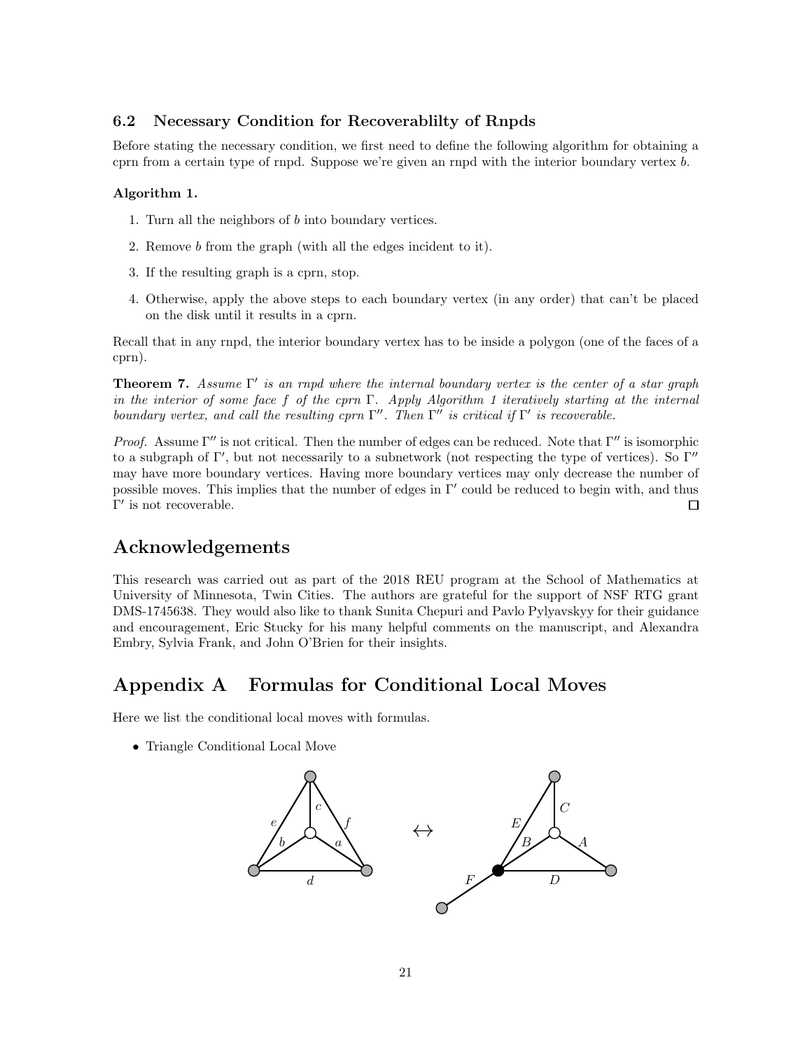### 6.2 Necessary Condition for Recoverablilty of Rnpds

Before stating the necessary condition, we first need to define the following algorithm for obtaining a cprn from a certain type of rnpd. Suppose we're given an rnpd with the interior boundary vertex $b$.

**Algorithm 1.**

1. Turn all the neighbors of $b$ into boundary vertices.
2. Remove $b$ from the graph (with all the edges incident to it).
3. If the resulting graph is a cprn, stop.
4. Otherwise, apply the above steps to each boundary vertex (in any order) that can't be placed on the disk until it results in a cprn.

Recall that in any rnpd, the interior boundary vertex has to be inside a polygon (one of the faces of a cprn).

**Theorem 7.** *Assume $\Gamma'$ is an rnpd where the internal boundary vertex is the center of a star graph in the interior of some face $f$ of the cprn $\Gamma$. Apply Algorithm 1 iteratively starting at the internal boundary vertex, and call the resulting cprn $\Gamma''$. Then $\Gamma''$ is critical if $\Gamma'$ is recoverable.*

*Proof.* Assume $\Gamma''$ is not critical. Then the number of edges can be reduced. Note that $\Gamma''$ is isomorphic to a subgraph of $\Gamma'$, but not necessarily to a subnetwork (not respecting the type of vertices). So $\Gamma''$ may have more boundary vertices. Having more boundary vertices may only decrease the number of possible moves. This implies that the number of edges in $\Gamma'$ could be reduced to begin with, and thus $\Gamma'$ is not recoverable. □

## Acknowledgements

This research was carried out as part of the 2018 REU program at the School of Mathematics at University of Minnesota, Twin Cities. The authors are grateful for the support of NSF RTG grant DMS-1745638. They would also like to thank Sunita Chepuri and Pavlo Pylyavskyy for their guidance and encouragement, Eric Stucky for his many helpful comments on the manuscript, and Alexandra Embry, Sylvia Frank, and John O'Brien for their insights.

## Appendix A Formulas for Conditional Local Moves

Here we list the conditional local moves with formulas.

- Triangle Conditional Local Move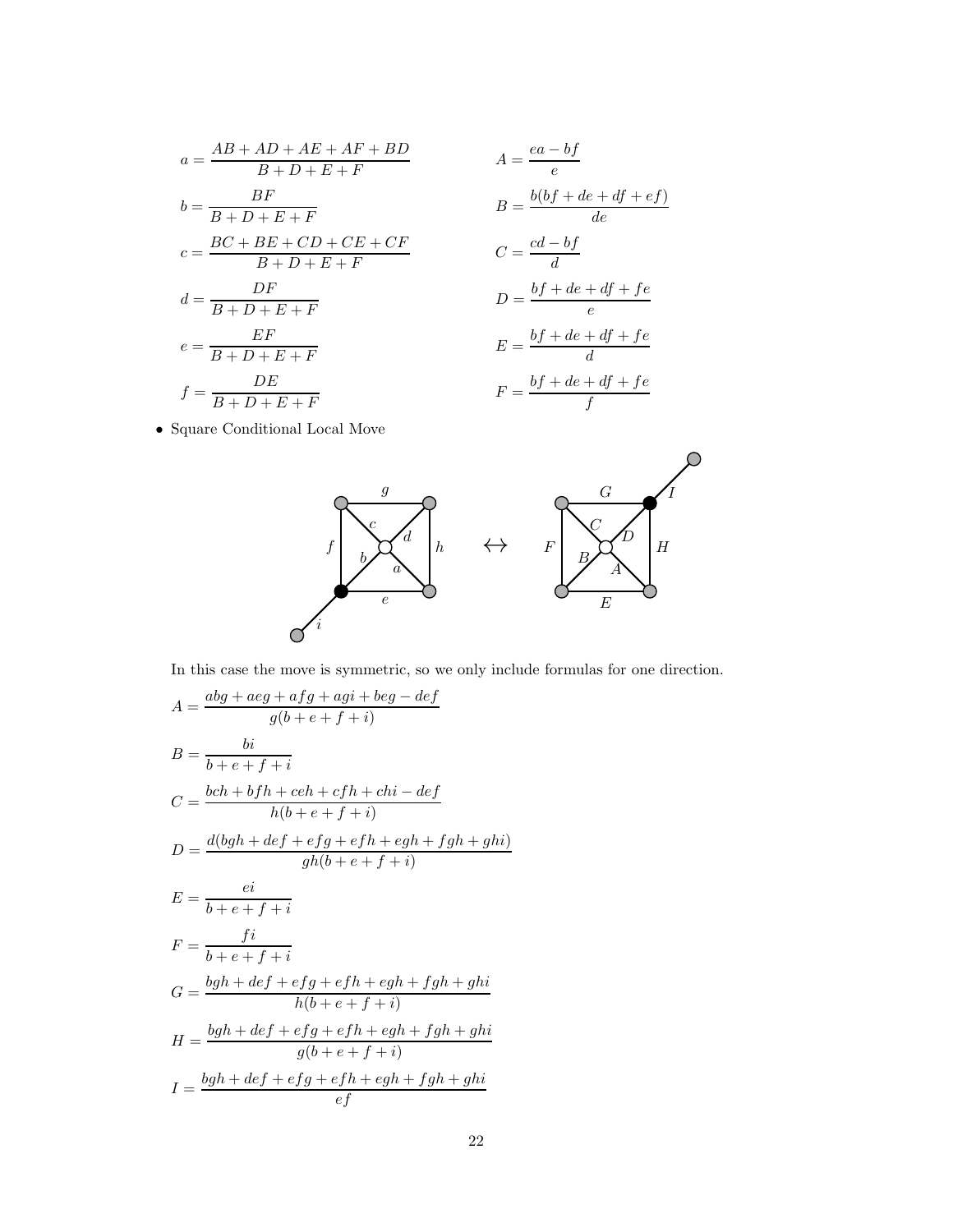$$a = \frac{AB + AD + AE + AF + BD}{B + D + E + F} \qquad A = \frac{ea - bf}{e}$$

$$b = \frac{BF}{B + D + E + F} \qquad B = \frac{b(bf + de + df + ef)}{de}$$

$$c = \frac{BC + BE + CD + CE + CF}{B + D + E + F} \qquad C = \frac{cd - bf}{d}$$

$$d = \frac{DF}{B + D + E + F} \qquad D = \frac{bf + de + df + fe}{e}$$

$$e = \frac{EF}{B + D + E + F} \qquad E = \frac{bf + de + df + fe}{d}$$

$$f = \frac{DE}{B + D + E + F} \qquad F = \frac{bf + de + df + fe}{f}$$

- Square Conditional Local Move

In this case the move is symmetric, so we only include formulas for one direction.

$$A = \frac{abg + aeg + afg + agi + beg - def}{g(b + e + f + i)}$$

$$B = \frac{bi}{b + e + f + i}$$

$$C = \frac{bch + bfh + ceh + cfh + chi - def}{h(b + e + f + i)}$$

$$D = \frac{d(bgh + def + efg + efh + egh + fgh + ghi)}{gh(b + e + f + i)}$$

$$E = \frac{ei}{b + e + f + i}$$

$$F = \frac{fi}{b + e + f + i}$$

$$G = \frac{bgh + def + efg + efh + egh + fgh + ghi}{h(b + e + f + i)}$$

$$H = \frac{bgh + def + efg + efh + egh + fgh + ghi}{g(b + e + f + i)}$$

$$I = \frac{bgh + def + efg + efh + egh + fgh + ghi}{ef}$$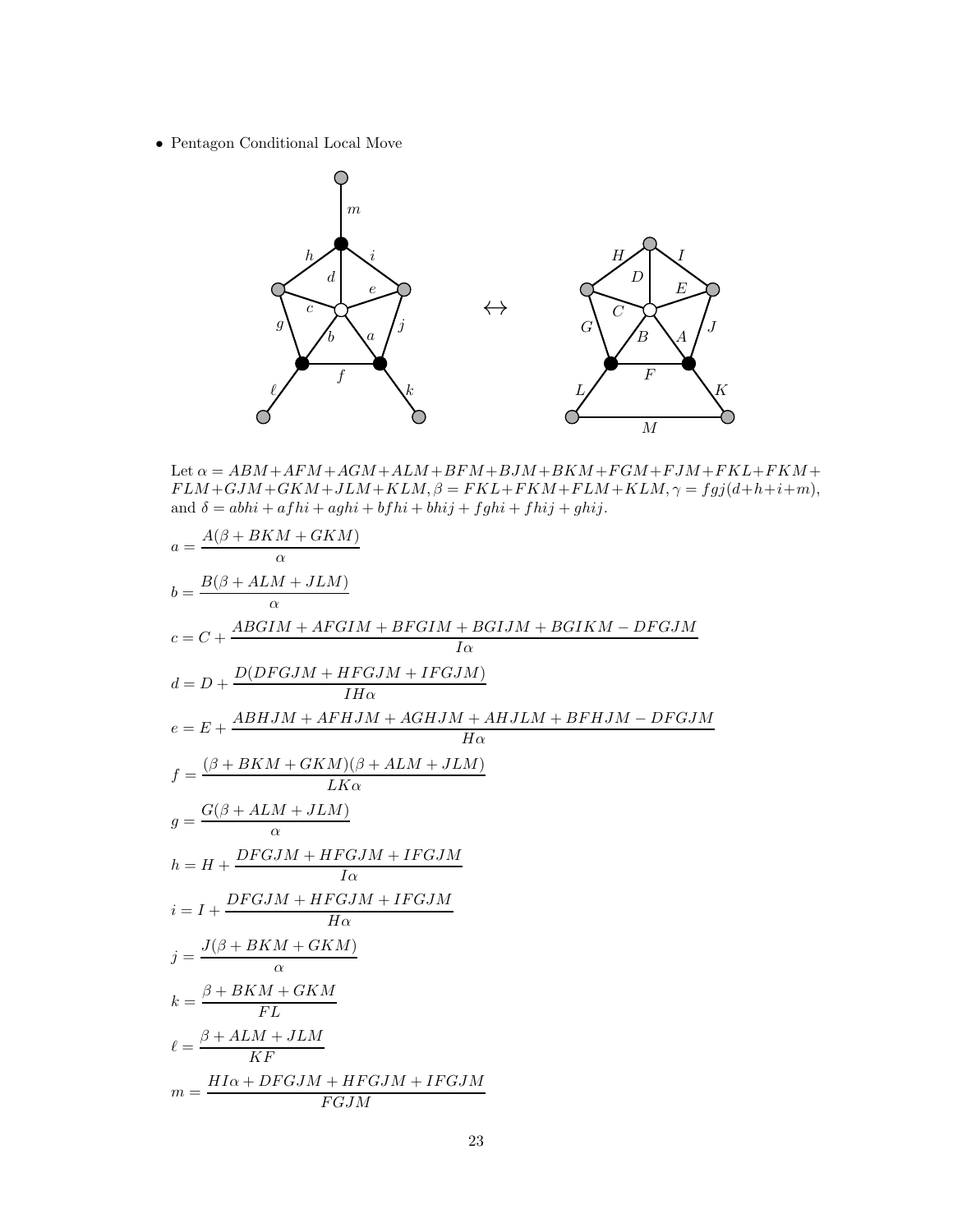- Pentagon Conditional Local Move

$\leftrightarrow$

Let $\alpha = ABM + AFM + AGM + ALM + BFM + BJM + BKM + FGM + FJM + FKL + FKM + FLM + GJM + GKM + JLM + KLM$, $\beta = FKL + FKM + FLM + KLM$, $\gamma = fgj(d+h+i+m)$, and $\delta = abhi + afhi + aghi + bfhi + bhij + fghi + fhij + ghij$.

$$a = \frac{A(\beta + BKM + GKM)}{\alpha}$$

$$b = \frac{B(\beta + ALM + JLM)}{\alpha}$$

$$c = C + \frac{ABGIM + AFGIM + BFGIM + BGIJM + BGIKM - DFGJM}{I\alpha}$$

$$d = D + \frac{D(DFGJM + HFGJM + IFGJM)}{IH\alpha}$$

$$e = E + \frac{ABHJM + AFHJM + AGHJM + AHJLM + BFHJM - DFGJM}{H\alpha}$$

$$f = \frac{(\beta + BKM + GKM)(\beta + ALM + JLM)}{LK\alpha}$$

$$g = \frac{G(\beta + ALM + JLM)}{\alpha}$$

$$h = H + \frac{DFGJM + HFGJM + IFGJM}{I\alpha}$$

$$i = I + \frac{DFGJM + HFGJM + IFGJM}{H\alpha}$$

$$j = \frac{J(\beta + BKM + GKM)}{\alpha}$$

$$k = \frac{\beta + BKM + GKM}{FL}$$

$$\ell = \frac{\beta + ALM + JLM}{KF}$$

$$m = \frac{HI\alpha + DFGJM + HFGJM + IFGJM}{FGJM}$$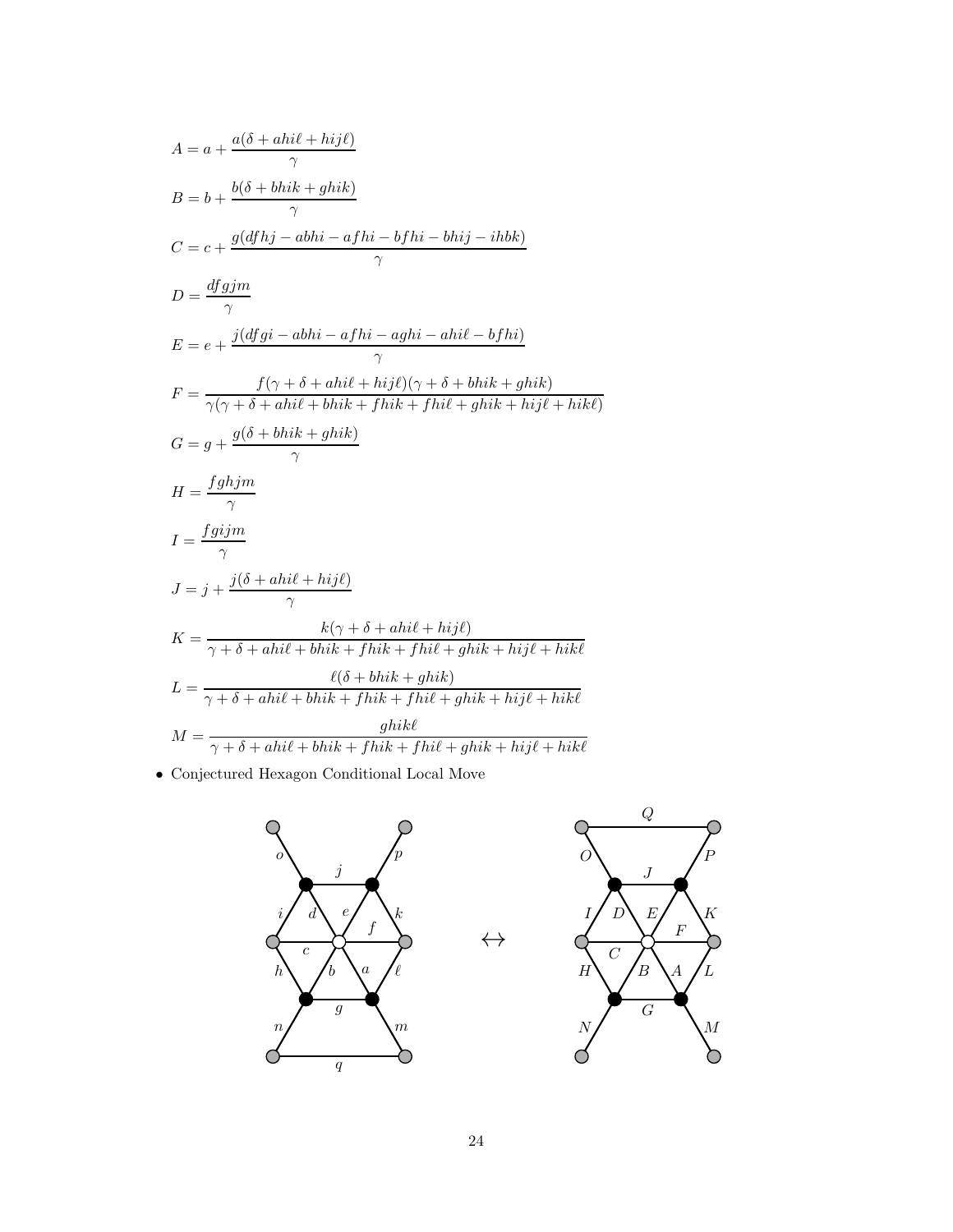$$A = a + \frac{a(\delta + ahi\ell + hij\ell)}{\gamma}$$

$$B = b + \frac{b(\delta + bhik + ghik)}{\gamma}$$

$$C = c + \frac{g(dfhj - abhi - afhi - bfhi - bhij - ihbk)}{\gamma}$$

$$D = \frac{dfgjm}{\gamma}$$

$$E = e + \frac{j(dfgi - abhi - afhi - aghi - ahi\ell - bfhi)}{\gamma}$$

$$F = \frac{f(\gamma + \delta + ahi\ell + hij\ell)(\gamma + \delta + bhik + ghik)}{\gamma(\gamma + \delta + ahi\ell + bhik + fhik + fhi\ell + ghik + hij\ell + hik\ell)}$$

$$G = g + \frac{g(\delta + bhik + ghik)}{\gamma}$$

$$H = \frac{fghjm}{\gamma}$$

$$I = \frac{fgijm}{\gamma}$$

$$J = j + \frac{j(\delta + ahi\ell + hij\ell)}{\gamma}$$

$$K = \frac{k(\gamma + \delta + ahi\ell + hij\ell)}{\gamma + \delta + ahi\ell + bhik + fhik + fhi\ell + ghik + hij\ell + hik\ell}$$

$$L = \frac{\ell(\delta + bhik + ghik)}{\gamma + \delta + ahi\ell + bhik + fhik + fhi\ell + ghik + hij\ell + hik\ell}$$

$$M = \frac{ghik\ell}{\gamma + \delta + ahi\ell + bhik + fhik + fhi\ell + ghik + hij\ell + hik\ell}$$

- Conjectured Hexagon Conditional Local Move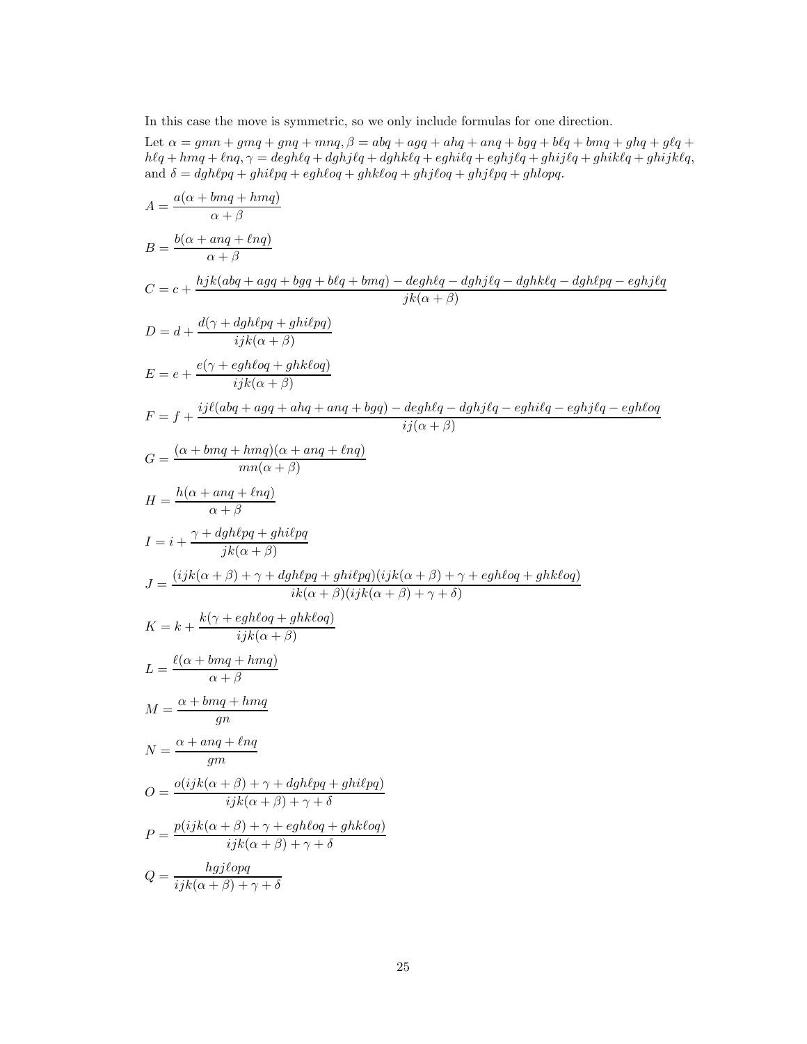In this case the move is symmetric, so we only include formulas for one direction.

Let $\alpha = gmn + gmq + gnq + mnq, \beta = abq + agq + ahq + anq + bgq + b\ell q + bmq + ghq + g\ell q + h\ell q + hmq + \ell nq, \gamma = degh\ell q + dghj\ell q + dghk\ell q + eghi\ell q + eghj\ell q + ghij\ell q + ghik\ell q + ghijk\ell q$, and $\delta = dgh\ell pq + ghi\ell pq + egh\ell oq + ghk\ell oq + ghj\ell oq + ghj\ell pq + ghlopq$.

$$A = \frac{a(\alpha + bmq + hmq)}{\alpha + \beta}$$

$$B = \frac{b(\alpha + anq + \ell nq)}{\alpha + \beta}$$

$$C = c + \frac{hjk(abq + agq + bgq + b\ell q + bmq) - degh\ell q - dghj\ell q - dghk\ell q - dgh\ell pq - eghj\ell q}{jk(\alpha + \beta)}$$

$$D = d + \frac{d(\gamma + dgh\ell pq + ghi\ell pq)}{ijk(\alpha + \beta)}$$

$$E = e + \frac{e(\gamma + egh\ell oq + ghk\ell oq)}{ijk(\alpha + \beta)}$$

$$F = f + \frac{ij\ell(abq + agq + ahq + anq + bgq) - degh\ell q - dghj\ell q - eghi\ell q - eghj\ell q - egh\ell oq}{ij(\alpha + \beta)}$$

$$G = \frac{(\alpha + bmq + hmq)(\alpha + anq + \ell nq)}{mn(\alpha + \beta)}$$

$$H = \frac{h(\alpha + anq + \ell nq)}{\alpha + \beta}$$

$$I = i + \frac{\gamma + dgh\ell pq + ghi\ell pq}{jk(\alpha + \beta)}$$

$$J = \frac{(ijk(\alpha + \beta) + \gamma + dgh\ell pq + ghi\ell pq)(ijk(\alpha + \beta) + \gamma + egh\ell oq + ghk\ell oq)}{ik(\alpha + \beta)(ijk(\alpha + \beta) + \gamma + \delta)}$$

$$K = k + \frac{k(\gamma + egh\ell oq + ghk\ell oq)}{ijk(\alpha + \beta)}$$

$$L = \frac{\ell(\alpha + bmq + hmq)}{\alpha + \beta}$$

$$M = \frac{\alpha + bmq + hmq}{gn}$$

$$N = \frac{\alpha + anq + \ell nq}{gm}$$

$$O = \frac{o(ijk(\alpha + \beta) + \gamma + dgh\ell pq + ghi\ell pq)}{ijk(\alpha + \beta) + \gamma + \delta}$$

$$P = \frac{p(ijk(\alpha + \beta) + \gamma + egh\ell oq + ghk\ell oq)}{ijk(\alpha + \beta) + \gamma + \delta}$$

$$Q = \frac{hgj\ell opq}{ijk(\alpha + \beta) + \gamma + \delta}$$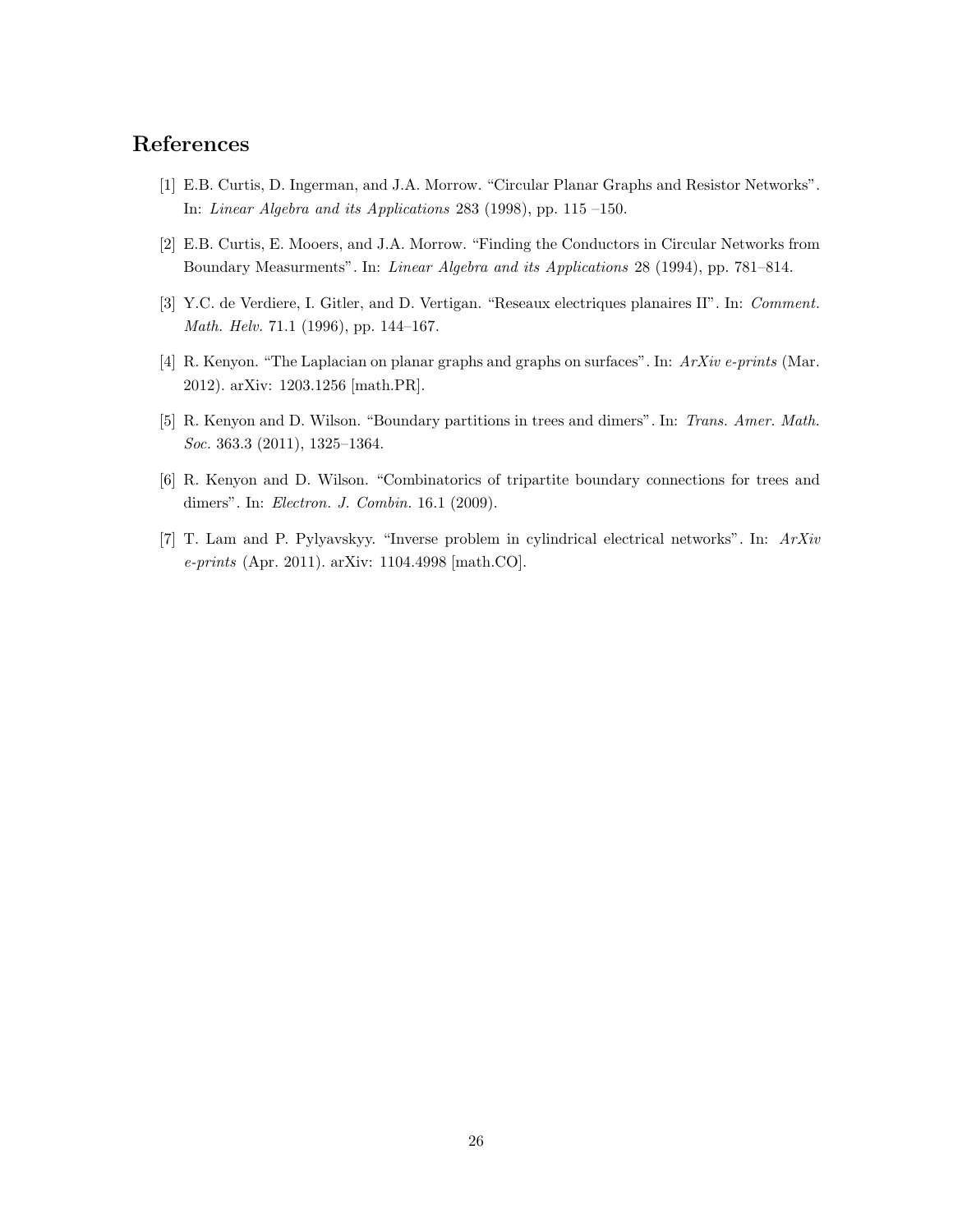## References

[1] E.B. Curtis, D. Ingerman, and J.A. Morrow. "Circular Planar Graphs and Resistor Networks". In: *Linear Algebra and its Applications* 283 (1998), pp. 115 –150.

[2] E.B. Curtis, E. Mooers, and J.A. Morrow. "Finding the Conductors in Circular Networks from Boundary Measurments". In: *Linear Algebra and its Applications* 28 (1994), pp. 781–814.

[3] Y.C. de Verdiere, I. Gitler, and D. Vertigan. "Reseaux electriques planaires II". In: *Comment. Math. Helv.* 71.1 (1996), pp. 144–167.

[4] R. Kenyon. "The Laplacian on planar graphs and graphs on surfaces". In: *ArXiv e-prints* (Mar. 2012). arXiv: 1203.1256 [math.PR].

[5] R. Kenyon and D. Wilson. "Boundary partitions in trees and dimers". In: *Trans. Amer. Math. Soc.* 363.3 (2011), 1325–1364.

[6] R. Kenyon and D. Wilson. "Combinatorics of tripartite boundary connections for trees and dimers". In: *Electron. J. Combin.* 16.1 (2009).

[7] T. Lam and P. Pylyavskyy. "Inverse problem in cylindrical electrical networks". In: *ArXiv e-prints* (Apr. 2011). arXiv: 1104.4998 [math.CO].